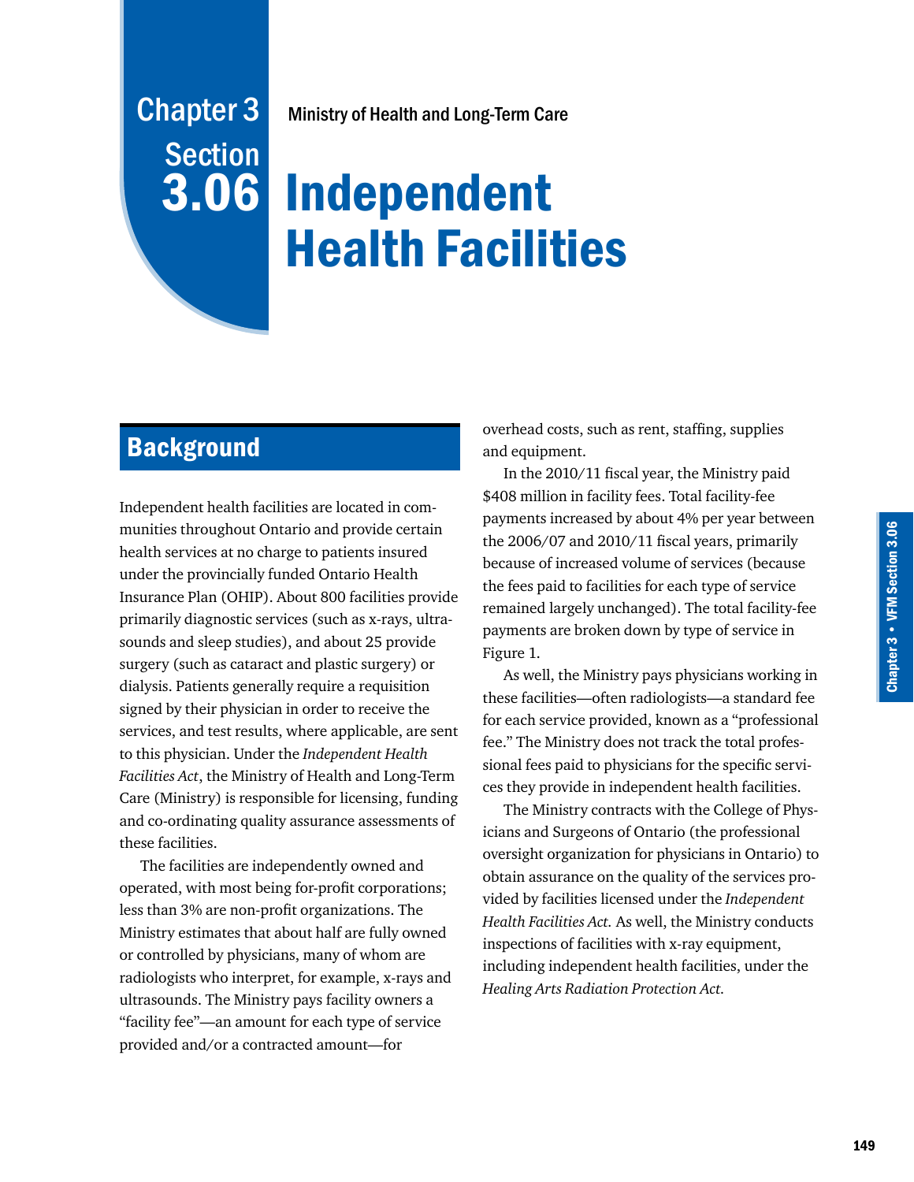# Chapter 3 Section 3.06

Ministry of Health and Long-Term Care

# Independent Health Facilities

## Background

Independent health facilities are located in communities throughout Ontario and provide certain health services at no charge to patients insured under the provincially funded Ontario Health Insurance Plan (OHIP). About 800 facilities provide primarily diagnostic services (such as x-rays, ultrasounds and sleep studies), and about 25 provide surgery (such as cataract and plastic surgery) or dialysis. Patients generally require a requisition signed by their physician in order to receive the services, and test results, where applicable, are sent to this physician. Under the *Independent Health Facilities Act*, the Ministry of Health and Long-Term Care (Ministry) is responsible for licensing, funding and co-ordinating quality assurance assessments of these facilities.

The facilities are independently owned and operated, with most being for-profit corporations; less than 3% are non-profit organizations. The Ministry estimates that about half are fully owned or controlled by physicians, many of whom are radiologists who interpret, for example, x-rays and ultrasounds. The Ministry pays facility owners a "facility fee"—an amount for each type of service provided and/or a contracted amount—for overhead costs, such as rent, staffing, supplies and equipment.

In the 2010/11 fiscal year, the Ministry paid $408 million in facility fees. Total facility-fee payments increased by about 4% per year between the 2006/07 and 2010/11 fiscal years, primarily because of increased volume of services (because the fees paid to facilities for each type of service remained largely unchanged). The total facility-fee payments are broken down by type of service in Figure 1.

As well, the Ministry pays physicians working in these facilities—often radiologists—a standard fee for each service provided, known as a "professional fee." The Ministry does not track the total professional fees paid to physicians for the specific services they provide in independent health facilities.

The Ministry contracts with the College of Physicians and Surgeons of Ontario (the professional oversight organization for physicians in Ontario) to obtain assurance on the quality of the services provided by facilities licensed under the *Independent Health Facilities Act.* As well, the Ministry conducts inspections of facilities with x-ray equipment, including independent health facilities, under the *Healing Arts Radiation Protection Act.*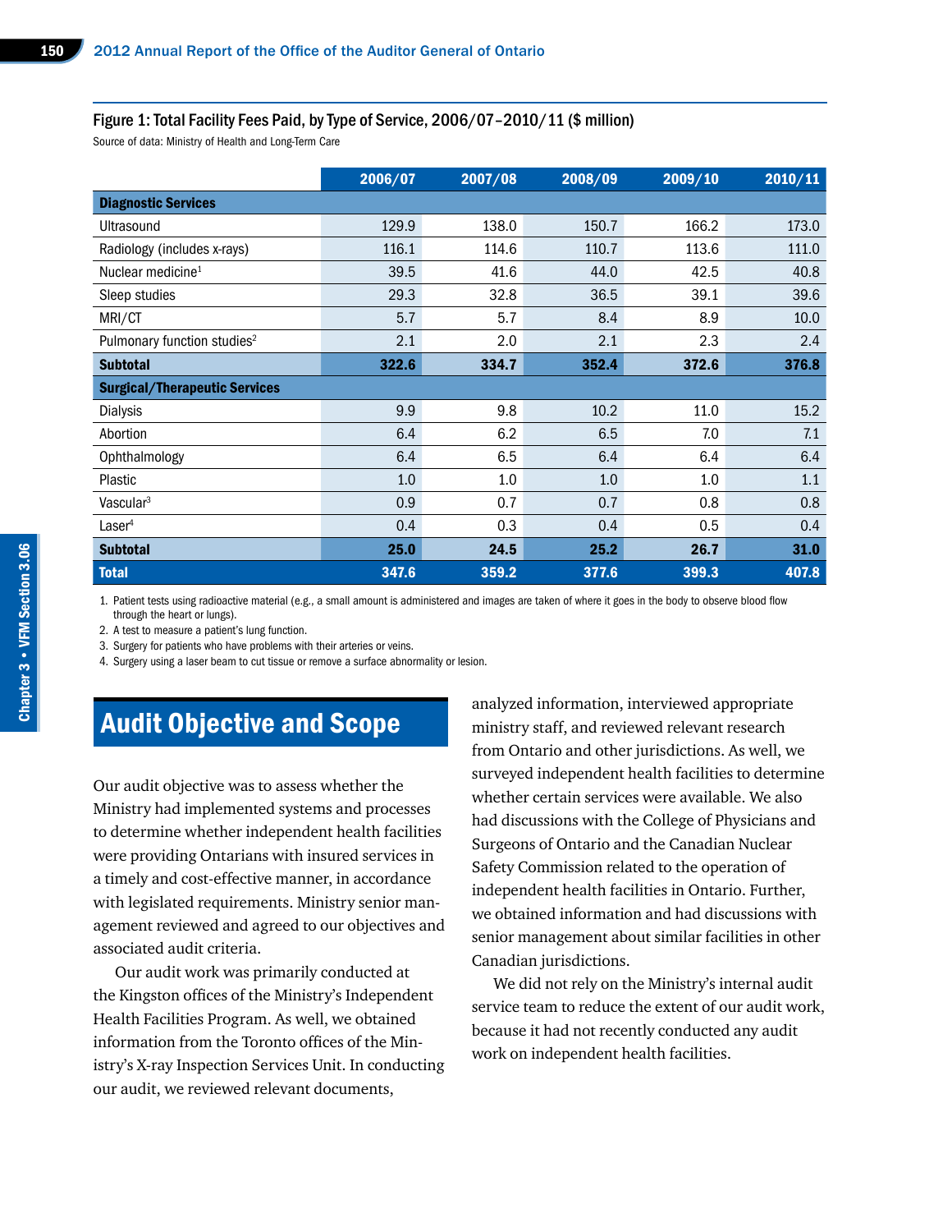### Figure 1: Total Facility Fees Paid, by Type of Service, 2006/07–2010/11 ($ million)

Source of data: Ministry of Health and Long-Term Care

| | 2006/07 | 2007/08 | 2008/09 | 2009/10 | 2010/11 |
|---|---|---|---|---|---|
| **Diagnostic Services** | | | | | |
| Ultrasound | 129.9 | 138.0 | 150.7 | 166.2 | 173.0 |
| Radiology (includes x-rays) | 116.1 | 114.6 | 110.7 | 113.6 | 111.0 |
| Nuclear medicine[1] | 39.5 | 41.6 | 44.0 | 42.5 | 40.8 |
| Sleep studies | 29.3 | 32.8 | 36.5 | 39.1 | 39.6 |
| MRI/CT | 5.7 | 5.7 | 8.4 | 8.9 | 10.0 |
| Pulmonary function studies[2] | 2.1 | 2.0 | 2.1 | 2.3 | 2.4 |
| **Subtotal** | **322.6** | **334.7** | **352.4** | **372.6** | **376.8** |
| **Surgical/Therapeutic Services** | | | | | |
| Dialysis | 9.9 | 9.8 | 10.2 | 11.0 | 15.2 |
| Abortion | 6.4 | 6.2 | 6.5 | 7.0 | 7.1 |
| Ophthalmology | 6.4 | 6.5 | 6.4 | 6.4 | 6.4 |
| Plastic | 1.0 | 1.0 | 1.0 | 1.0 | 1.1 |
| Vascular[3] | 0.9 | 0.7 | 0.7 | 0.8 | 0.8 |
| Laser[4] | 0.4 | 0.3 | 0.4 | 0.5 | 0.4 |
| **Subtotal** | **25.0** | **24.5** | **25.2** | **26.7** | **31.0** |
| **Total** | **347.6** | **359.2** | **377.6** | **399.3** | **407.8** |

1. Patient tests using radioactive material (e.g., a small amount is administered and images are taken of where it goes in the body to observe blood flow through the heart or lungs).
2. A test to measure a patient's lung function.
3. Surgery for patients who have problems with their arteries or veins.
4. Surgery using a laser beam to cut tissue or remove a surface abnormality or lesion.

## Audit Objective and Scope

Our audit objective was to assess whether the Ministry had implemented systems and processes to determine whether independent health facilities were providing Ontarians with insured services in a timely and cost-effective manner, in accordance with legislated requirements. Ministry senior management reviewed and agreed to our objectives and associated audit criteria.

Our audit work was primarily conducted at the Kingston offices of the Ministry's Independent Health Facilities Program. As well, we obtained information from the Toronto offices of the Ministry's X-ray Inspection Services Unit. In conducting our audit, we reviewed relevant documents, analyzed information, interviewed appropriate ministry staff, and reviewed relevant research from Ontario and other jurisdictions. As well, we surveyed independent health facilities to determine whether certain services were available. We also had discussions with the College of Physicians and Surgeons of Ontario and the Canadian Nuclear Safety Commission related to the operation of independent health facilities in Ontario. Further, we obtained information and had discussions with senior management about similar facilities in other Canadian jurisdictions.

We did not rely on the Ministry's internal audit service team to reduce the extent of our audit work, because it had not recently conducted any audit work on independent health facilities.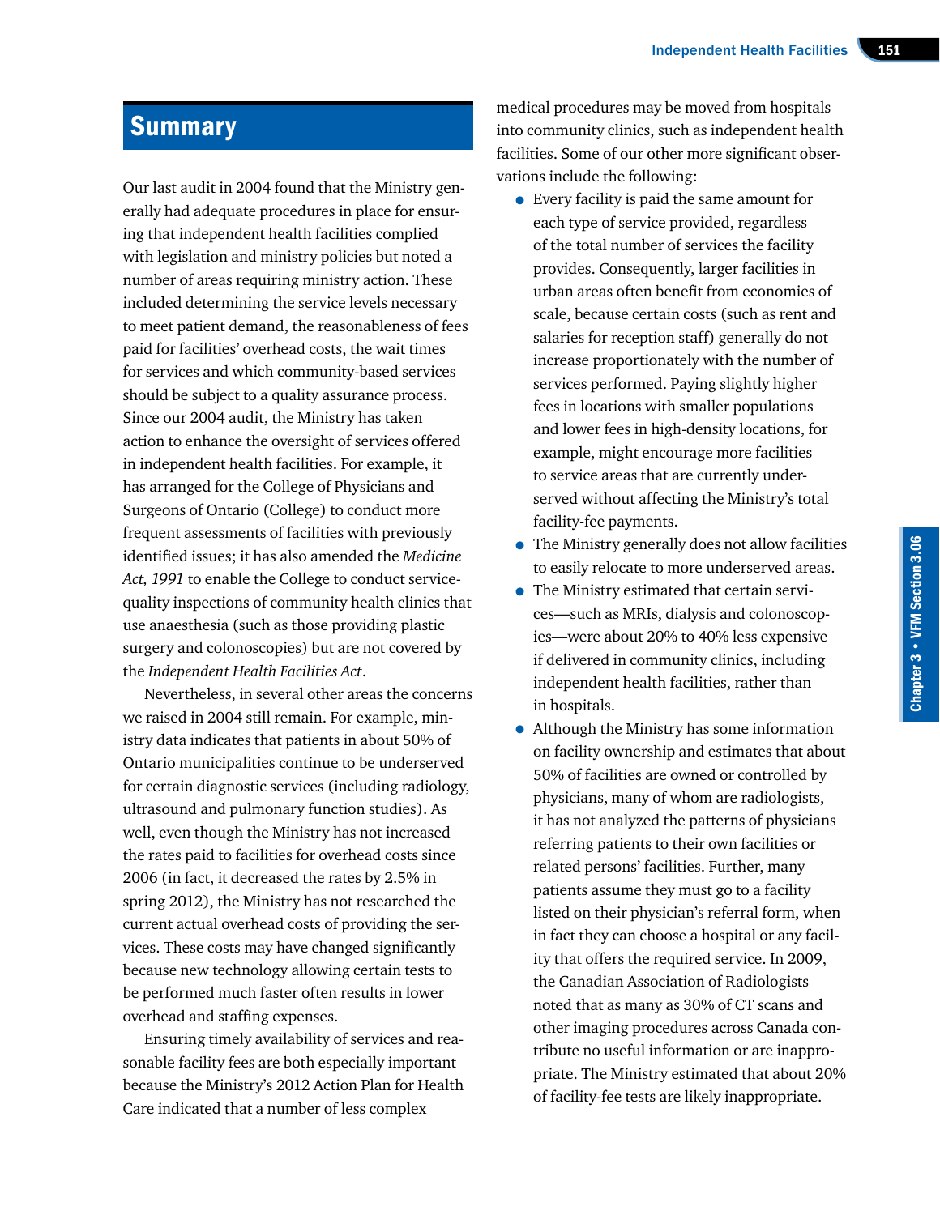## Summary

Our last audit in 2004 found that the Ministry generally had adequate procedures in place for ensuring that independent health facilities complied with legislation and ministry policies but noted a number of areas requiring ministry action. These included determining the service levels necessary to meet patient demand, the reasonableness of fees paid for facilities' overhead costs, the wait times for services and which community-based services should be subject to a quality assurance process. Since our 2004 audit, the Ministry has taken action to enhance the oversight of services offered in independent health facilities. For example, it has arranged for the College of Physicians and Surgeons of Ontario (College) to conduct more frequent assessments of facilities with previously identified issues; it has also amended the *Medicine Act, 1991* to enable the College to conduct service-quality inspections of community health clinics that use anaesthesia (such as those providing plastic surgery and colonoscopies) but are not covered by the *Independent Health Facilities Act*.

Nevertheless, in several other areas the concerns we raised in 2004 still remain. For example, ministry data indicates that patients in about 50% of Ontario municipalities continue to be underserved for certain diagnostic services (including radiology, ultrasound and pulmonary function studies). As well, even though the Ministry has not increased the rates paid to facilities for overhead costs since 2006 (in fact, it decreased the rates by 2.5% in spring 2012), the Ministry has not researched the current actual overhead costs of providing the services. These costs may have changed significantly because new technology allowing certain tests to be performed much faster often results in lower overhead and staffing expenses.

Ensuring timely availability of services and reasonable facility fees are both especially important because the Ministry's 2012 Action Plan for Health Care indicated that a number of less complex medical procedures may be moved from hospitals into community clinics, such as independent health facilities. Some of our other more significant observations include the following:

- Every facility is paid the same amount for each type of service provided, regardless of the total number of services the facility provides. Consequently, larger facilities in urban areas often benefit from economies of scale, because certain costs (such as rent and salaries for reception staff) generally do not increase proportionately with the number of services performed. Paying slightly higher fees in locations with smaller populations and lower fees in high-density locations, for example, might encourage more facilities to service areas that are currently underserved without affecting the Ministry's total facility-fee payments.
- The Ministry generally does not allow facilities to easily relocate to more underserved areas.
- The Ministry estimated that certain services—such as MRIs, dialysis and colonoscopies—were about 20% to 40% less expensive if delivered in community clinics, including independent health facilities, rather than in hospitals.
- Although the Ministry has some information on facility ownership and estimates that about 50% of facilities are owned or controlled by physicians, many of whom are radiologists, it has not analyzed the patterns of physicians referring patients to their own facilities or related persons' facilities. Further, many patients assume they must go to a facility listed on their physician's referral form, when in fact they can choose a hospital or any facility that offers the required service. In 2009, the Canadian Association of Radiologists noted that as many as 30% of CT scans and other imaging procedures across Canada contribute no useful information or are inappropriate. The Ministry estimated that about 20% of facility-fee tests are likely inappropriate.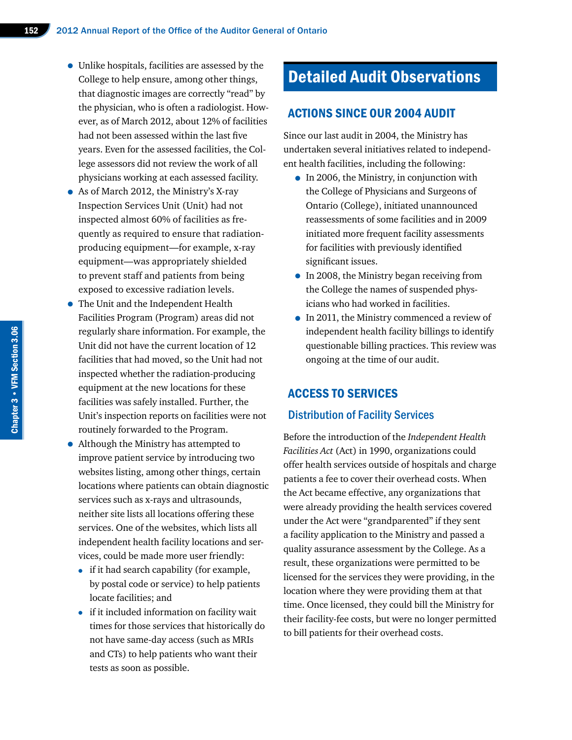- Unlike hospitals, facilities are assessed by the College to help ensure, among other things, that diagnostic images are correctly "read" by the physician, who is often a radiologist. However, as of March 2012, about 12% of facilities had not been assessed within the last five years. Even for the assessed facilities, the College assessors did not review the work of all physicians working at each assessed facility.
- As of March 2012, the Ministry's X-ray Inspection Services Unit (Unit) had not inspected almost 60% of facilities as frequently as required to ensure that radiation-producing equipment—for example, x-ray equipment—was appropriately shielded to prevent staff and patients from being exposed to excessive radiation levels.
- The Unit and the Independent Health Facilities Program (Program) areas did not regularly share information. For example, the Unit did not have the current location of 12 facilities that had moved, so the Unit had not inspected whether the radiation-producing equipment at the new locations for these facilities was safely installed. Further, the Unit's inspection reports on facilities were not routinely forwarded to the Program.
- Although the Ministry has attempted to improve patient service by introducing two websites listing, among other things, certain locations where patients can obtain diagnostic services such as x-rays and ultrasounds, neither site lists all locations offering these services. One of the websites, which lists all independent health facility locations and services, could be made more user friendly:
  - if it had search capability (for example, by postal code or service) to help patients locate facilities; and
  - if it included information on facility wait times for those services that historically do not have same-day access (such as MRIs and CTs) to help patients who want their tests as soon as possible.

# Detailed Audit Observations

## ACTIONS SINCE OUR 2004 AUDIT

Since our last audit in 2004, the Ministry has undertaken several initiatives related to independent health facilities, including the following:

- In 2006, the Ministry, in conjunction with the College of Physicians and Surgeons of Ontario (College), initiated unannounced reassessments of some facilities and in 2009 initiated more frequent facility assessments for facilities with previously identified significant issues.
- In 2008, the Ministry began receiving from the College the names of suspended physicians who had worked in facilities.
- In 2011, the Ministry commenced a review of independent health facility billings to identify questionable billing practices. This review was ongoing at the time of our audit.

## ACCESS TO SERVICES

### Distribution of Facility Services

Before the introduction of the *Independent Health Facilities Act* (Act) in 1990, organizations could offer health services outside of hospitals and charge patients a fee to cover their overhead costs. When the Act became effective, any organizations that were already providing the health services covered under the Act were "grandparented" if they sent a facility application to the Ministry and passed a quality assurance assessment by the College. As a result, these organizations were permitted to be licensed for the services they were providing, in the location where they were providing them at that time. Once licensed, they could bill the Ministry for their facility-fee costs, but were no longer permitted to bill patients for their overhead costs.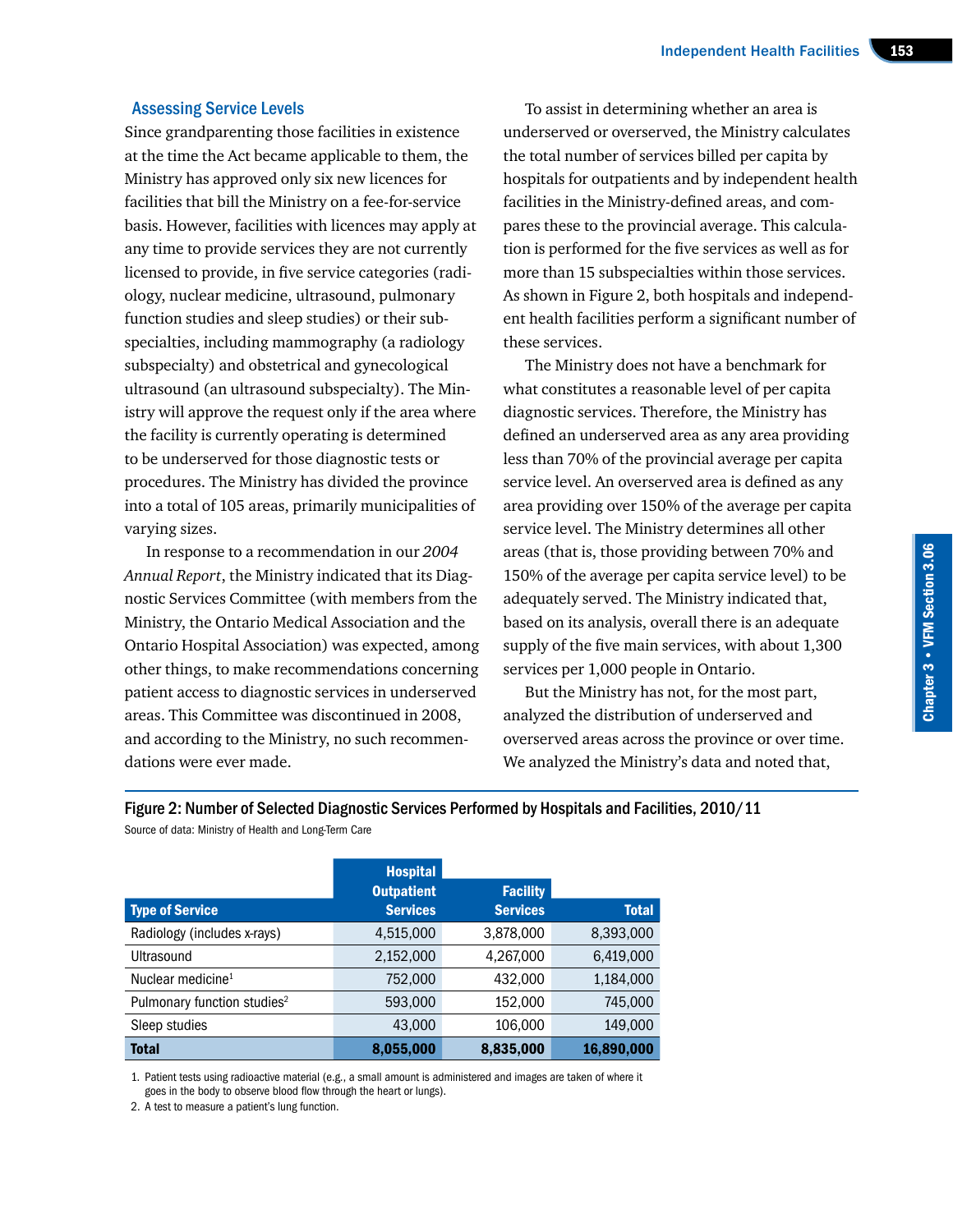### Assessing Service Levels

Since grandparenting those facilities in existence at the time the Act became applicable to them, the Ministry has approved only six new licences for facilities that bill the Ministry on a fee-for-service basis. However, facilities with licences may apply at any time to provide services they are not currently licensed to provide, in five service categories (radiology, nuclear medicine, ultrasound, pulmonary function studies and sleep studies) or their subspecialties, including mammography (a radiology subspecialty) and obstetrical and gynecological ultrasound (an ultrasound subspecialty). The Ministry will approve the request only if the area where the facility is currently operating is determined to be underserved for those diagnostic tests or procedures. The Ministry has divided the province into a total of 105 areas, primarily municipalities of varying sizes.

In response to a recommendation in our *2004 Annual Report*, the Ministry indicated that its Diagnostic Services Committee (with members from the Ministry, the Ontario Medical Association and the Ontario Hospital Association) was expected, among other things, to make recommendations concerning patient access to diagnostic services in underserved areas. This Committee was discontinued in 2008, and according to the Ministry, no such recommendations were ever made.

To assist in determining whether an area is underserved or overserved, the Ministry calculates the total number of services billed per capita by hospitals for outpatients and by independent health facilities in the Ministry-defined areas, and compares these to the provincial average. This calculation is performed for the five services as well as for more than 15 subspecialties within those services. As shown in Figure 2, both hospitals and independent health facilities perform a significant number of these services.

The Ministry does not have a benchmark for what constitutes a reasonable level of per capita diagnostic services. Therefore, the Ministry has defined an underserved area as any area providing less than 70% of the provincial average per capita service level. An overserved area is defined as any area providing over 150% of the average per capita service level. The Ministry determines all other areas (that is, those providing between 70% and 150% of the average per capita service level) to be adequately served. The Ministry indicated that, based on its analysis, overall there is an adequate supply of the five main services, with about 1,300 services per 1,000 people in Ontario.

But the Ministry has not, for the most part, analyzed the distribution of underserved and overserved areas across the province or over time. We analyzed the Ministry's data and noted that,

**Figure 2: Number of Selected Diagnostic Services Performed by Hospitals and Facilities, 2010/11**

Source of data: Ministry of Health and Long-Term Care

| Type of Service | Hospital Outpatient Services | Facility Services | Total |
|---|---|---|---|
| Radiology (includes x-rays) | 4,515,000 | 3,878,000 | 8,393,000 |
| Ultrasound | 2,152,000 | 4,267,000 | 6,419,000 |
| Nuclear medicine[1] | 752,000 | 432,000 | 1,184,000 |
| Pulmonary function studies[2] | 593,000 | 152,000 | 745,000 |
| Sleep studies | 43,000 | 106,000 | 149,000 |
| **Total** | **8,055,000** | **8,835,000** | **16,890,000** |

1. Patient tests using radioactive material (e.g., a small amount is administered and images are taken of where it goes in the body to observe blood flow through the heart or lungs).
2. A test to measure a patient's lung function.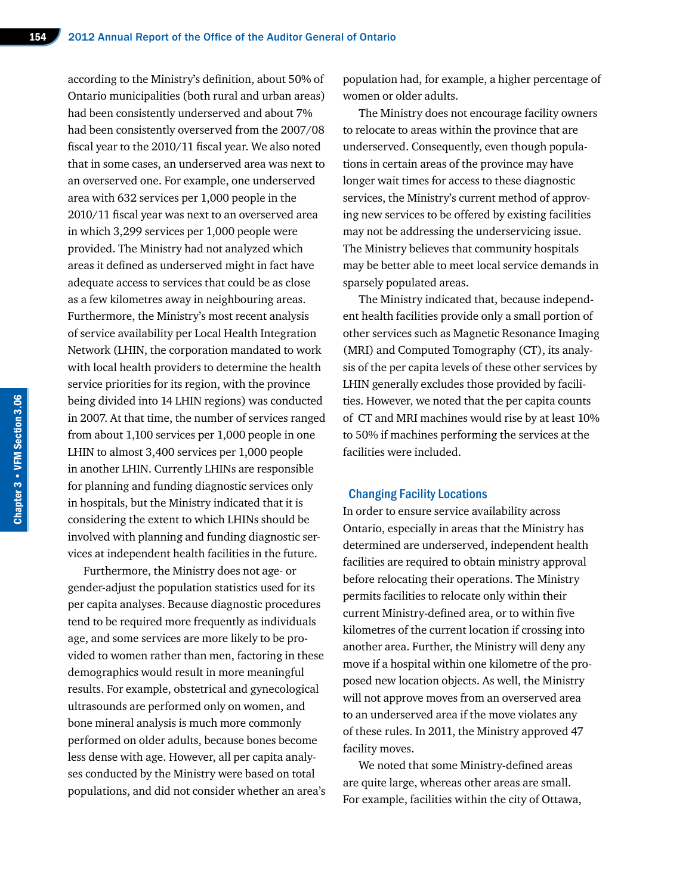according to the Ministry's definition, about 50% of Ontario municipalities (both rural and urban areas) had been consistently underserved and about 7% had been consistently overserved from the 2007/08 fiscal year to the 2010/11 fiscal year. We also noted that in some cases, an underserved area was next to an overserved one. For example, one underserved area with 632 services per 1,000 people in the 2010/11 fiscal year was next to an overserved area in which 3,299 services per 1,000 people were provided. The Ministry had not analyzed which areas it defined as underserved might in fact have adequate access to services that could be as close as a few kilometres away in neighbouring areas. Furthermore, the Ministry's most recent analysis of service availability per Local Health Integration Network (LHIN, the corporation mandated to work with local health providers to determine the health service priorities for its region, with the province being divided into 14 LHIN regions) was conducted in 2007. At that time, the number of services ranged from about 1,100 services per 1,000 people in one LHIN to almost 3,400 services per 1,000 people in another LHIN. Currently LHINs are responsible for planning and funding diagnostic services only in hospitals, but the Ministry indicated that it is considering the extent to which LHINs should be involved with planning and funding diagnostic services at independent health facilities in the future.

Furthermore, the Ministry does not age- or gender-adjust the population statistics used for its per capita analyses. Because diagnostic procedures tend to be required more frequently as individuals age, and some services are more likely to be provided to women rather than men, factoring in these demographics would result in more meaningful results. For example, obstetrical and gynecological ultrasounds are performed only on women, and bone mineral analysis is much more commonly performed on older adults, because bones become less dense with age. However, all per capita analyses conducted by the Ministry were based on total populations, and did not consider whether an area's population had, for example, a higher percentage of women or older adults.

The Ministry does not encourage facility owners to relocate to areas within the province that are underserved. Consequently, even though populations in certain areas of the province may have longer wait times for access to these diagnostic services, the Ministry's current method of approving new services to be offered by existing facilities may not be addressing the underservicing issue. The Ministry believes that community hospitals may be better able to meet local service demands in sparsely populated areas.

The Ministry indicated that, because independent health facilities provide only a small portion of other services such as Magnetic Resonance Imaging (MRI) and Computed Tomography (CT), its analysis of the per capita levels of these other services by LHIN generally excludes those provided by facilities. However, we noted that the per capita counts of CT and MRI machines would rise by at least 10% to 50% if machines performing the services at the facilities were included.

### Changing Facility Locations

In order to ensure service availability across Ontario, especially in areas that the Ministry has determined are underserved, independent health facilities are required to obtain ministry approval before relocating their operations. The Ministry permits facilities to relocate only within their current Ministry-defined area, or to within five kilometres of the current location if crossing into another area. Further, the Ministry will deny any move if a hospital within one kilometre of the proposed new location objects. As well, the Ministry will not approve moves from an overserved area to an underserved area if the move violates any of these rules. In 2011, the Ministry approved 47 facility moves.

We noted that some Ministry-defined areas are quite large, whereas other areas are small. For example, facilities within the city of Ottawa,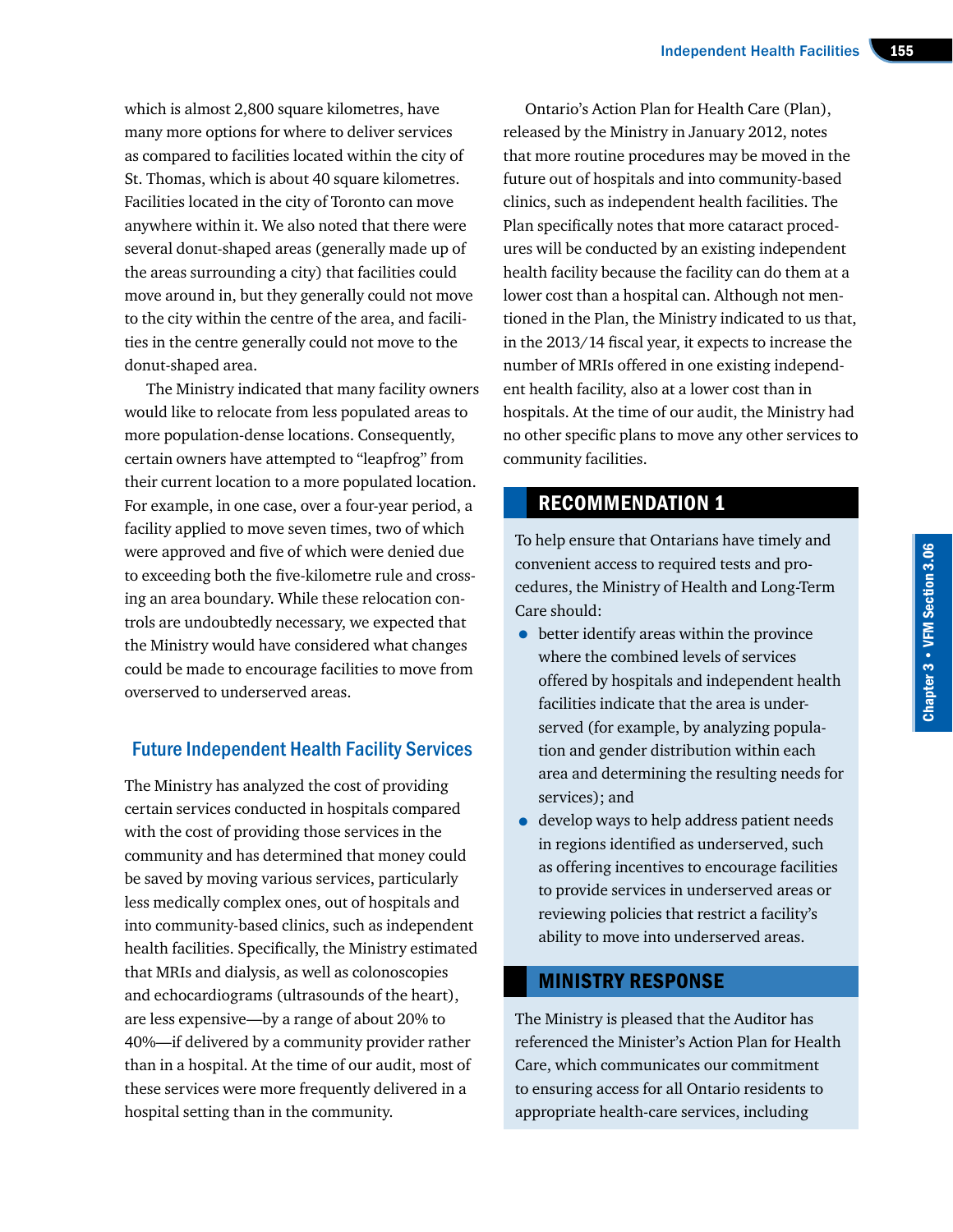which is almost 2,800 square kilometres, have many more options for where to deliver services as compared to facilities located within the city of St. Thomas, which is about 40 square kilometres. Facilities located in the city of Toronto can move anywhere within it. We also noted that there were several donut-shaped areas (generally made up of the areas surrounding a city) that facilities could move around in, but they generally could not move to the city within the centre of the area, and facilities in the centre generally could not move to the donut-shaped area.

The Ministry indicated that many facility owners would like to relocate from less populated areas to more population-dense locations. Consequently, certain owners have attempted to "leapfrog" from their current location to a more populated location. For example, in one case, over a four-year period, a facility applied to move seven times, two of which were approved and five of which were denied due to exceeding both the five-kilometre rule and crossing an area boundary. While these relocation controls are undoubtedly necessary, we expected that the Ministry would have considered what changes could be made to encourage facilities to move from overserved to underserved areas.

## Future Independent Health Facility Services

The Ministry has analyzed the cost of providing certain services conducted in hospitals compared with the cost of providing those services in the community and has determined that money could be saved by moving various services, particularly less medically complex ones, out of hospitals and into community-based clinics, such as independent health facilities. Specifically, the Ministry estimated that MRIs and dialysis, as well as colonoscopies and echocardiograms (ultrasounds of the heart), are less expensive—by a range of about 20% to 40%—if delivered by a community provider rather than in a hospital. At the time of our audit, most of these services were more frequently delivered in a hospital setting than in the community.

Ontario's Action Plan for Health Care (Plan), released by the Ministry in January 2012, notes that more routine procedures may be moved in the future out of hospitals and into community-based clinics, such as independent health facilities. The Plan specifically notes that more cataract procedures will be conducted by an existing independent health facility because the facility can do them at a lower cost than a hospital can. Although not mentioned in the Plan, the Ministry indicated to us that, in the 2013/14 fiscal year, it expects to increase the number of MRIs offered in one existing independent health facility, also at a lower cost than in hospitals. At the time of our audit, the Ministry had no other specific plans to move any other services to community facilities.

## RECOMMENDATION 1

To help ensure that Ontarians have timely and convenient access to required tests and procedures, the Ministry of Health and Long-Term Care should:

- better identify areas within the province where the combined levels of services offered by hospitals and independent health facilities indicate that the area is underserved (for example, by analyzing population and gender distribution within each area and determining the resulting needs for services); and
- develop ways to help address patient needs in regions identified as underserved, such as offering incentives to encourage facilities to provide services in underserved areas or reviewing policies that restrict a facility's ability to move into underserved areas.

## MINISTRY RESPONSE

The Ministry is pleased that the Auditor has referenced the Minister's Action Plan for Health Care, which communicates our commitment to ensuring access for all Ontario residents to appropriate health-care services, including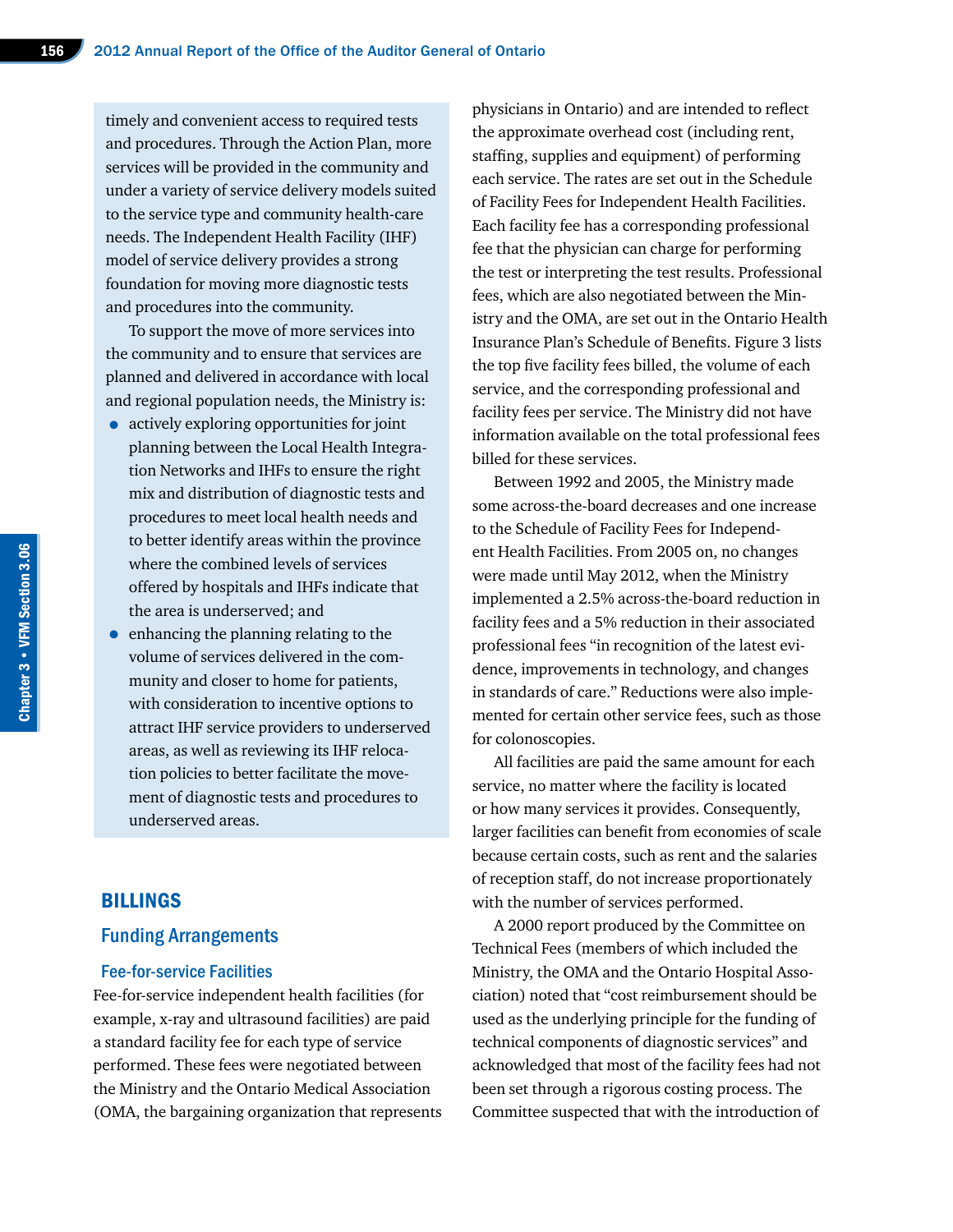timely and convenient access to required tests and procedures. Through the Action Plan, more services will be provided in the community and under a variety of service delivery models suited to the service type and community health-care needs. The Independent Health Facility (IHF) model of service delivery provides a strong foundation for moving more diagnostic tests and procedures into the community.

To support the move of more services into the community and to ensure that services are planned and delivered in accordance with local and regional population needs, the Ministry is:

- actively exploring opportunities for joint planning between the Local Health Integration Networks and IHFs to ensure the right mix and distribution of diagnostic tests and procedures to meet local health needs and to better identify areas within the province where the combined levels of services offered by hospitals and IHFs indicate that the area is underserved; and
- enhancing the planning relating to the volume of services delivered in the community and closer to home for patients, with consideration to incentive options to attract IHF service providers to underserved areas, as well as reviewing its IHF relocation policies to better facilitate the movement of diagnostic tests and procedures to underserved areas.

# BILLINGS

## Funding Arrangements

### Fee-for-service Facilities

Fee-for-service independent health facilities (for example, x-ray and ultrasound facilities) are paid a standard facility fee for each type of service performed. These fees were negotiated between the Ministry and the Ontario Medical Association (OMA, the bargaining organization that represents physicians in Ontario) and are intended to reflect the approximate overhead cost (including rent, staffing, supplies and equipment) of performing each service. The rates are set out in the Schedule of Facility Fees for Independent Health Facilities. Each facility fee has a corresponding professional fee that the physician can charge for performing the test or interpreting the test results. Professional fees, which are also negotiated between the Ministry and the OMA, are set out in the Ontario Health Insurance Plan's Schedule of Benefits. Figure 3 lists the top five facility fees billed, the volume of each service, and the corresponding professional and facility fees per service. The Ministry did not have information available on the total professional fees billed for these services.

Between 1992 and 2005, the Ministry made some across-the-board decreases and one increase to the Schedule of Facility Fees for Independent Health Facilities. From 2005 on, no changes were made until May 2012, when the Ministry implemented a 2.5% across-the-board reduction in facility fees and a 5% reduction in their associated professional fees "in recognition of the latest evidence, improvements in technology, and changes in standards of care." Reductions were also implemented for certain other service fees, such as those for colonoscopies.

All facilities are paid the same amount for each service, no matter where the facility is located or how many services it provides. Consequently, larger facilities can benefit from economies of scale because certain costs, such as rent and the salaries of reception staff, do not increase proportionately with the number of services performed.

A 2000 report produced by the Committee on Technical Fees (members of which included the Ministry, the OMA and the Ontario Hospital Association) noted that "cost reimbursement should be used as the underlying principle for the funding of technical components of diagnostic services" and acknowledged that most of the facility fees had not been set through a rigorous costing process. The Committee suspected that with the introduction of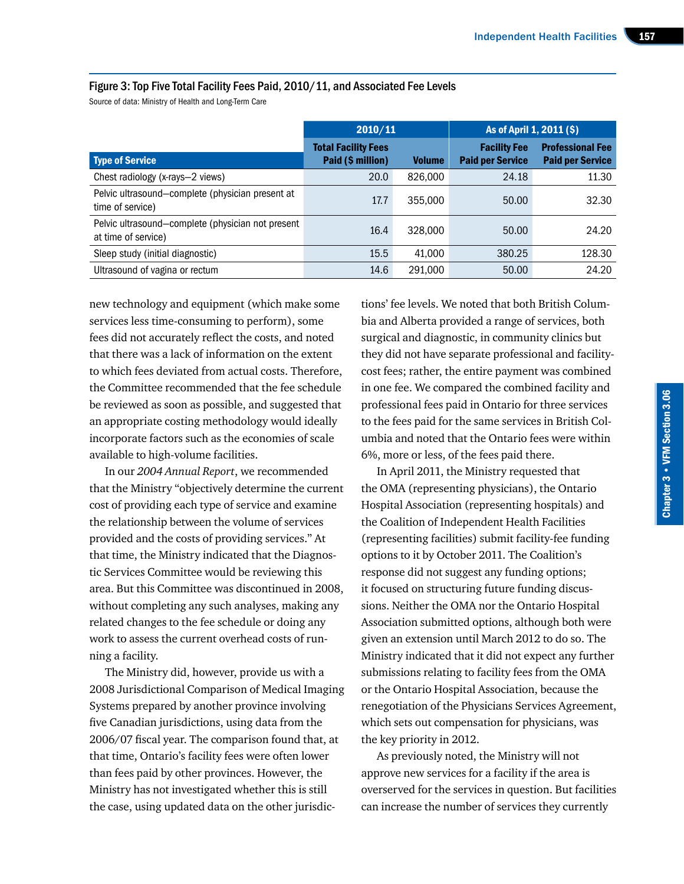### Figure 3: Top Five Total Facility Fees Paid, 2010/11, and Associated Fee Levels

Source of data: Ministry of Health and Long-Term Care

| | 2010/11 | | As of April 1, 2011 ($) | |
|---|---|---|---|---|
| Type of Service | Total Facility Fees Paid ($ million) | Volume | Facility Fee Paid per Service | Professional Fee Paid per Service |
| Chest radiology (x-rays—2 views) | 20.0 | 826,000 | 24.18 | 11.30 |
| Pelvic ultrasound—complete (physician present at time of service) | 17.7 | 355,000 | 50.00 | 32.30 |
| Pelvic ultrasound—complete (physician not present at time of service) | 16.4 | 328,000 | 50.00 | 24.20 |
| Sleep study (initial diagnostic) | 15.5 | 41,000 | 380.25 | 128.30 |
| Ultrasound of vagina or rectum | 14.6 | 291,000 | 50.00 | 24.20 |

new technology and equipment (which make some services less time-consuming to perform), some fees did not accurately reflect the costs, and noted that there was a lack of information on the extent to which fees deviated from actual costs. Therefore, the Committee recommended that the fee schedule be reviewed as soon as possible, and suggested that an appropriate costing methodology would ideally incorporate factors such as the economies of scale available to high-volume facilities.

In our *2004 Annual Report*, we recommended that the Ministry "objectively determine the current cost of providing each type of service and examine the relationship between the volume of services provided and the costs of providing services." At that time, the Ministry indicated that the Diagnostic Services Committee would be reviewing this area. But this Committee was discontinued in 2008, without completing any such analyses, making any related changes to the fee schedule or doing any work to assess the current overhead costs of running a facility.

The Ministry did, however, provide us with a 2008 Jurisdictional Comparison of Medical Imaging Systems prepared by another province involving five Canadian jurisdictions, using data from the 2006/07 fiscal year. The comparison found that, at that time, Ontario's facility fees were often lower than fees paid by other provinces. However, the Ministry has not investigated whether this is still the case, using updated data on the other jurisdictions' fee levels. We noted that both British Columbia and Alberta provided a range of services, both surgical and diagnostic, in community clinics but they did not have separate professional and facility-cost fees; rather, the entire payment was combined in one fee. We compared the combined facility and professional fees paid in Ontario for three services to the fees paid for the same services in British Columbia and noted that the Ontario fees were within 6%, more or less, of the fees paid there.

In April 2011, the Ministry requested that the OMA (representing physicians), the Ontario Hospital Association (representing hospitals) and the Coalition of Independent Health Facilities (representing facilities) submit facility-fee funding options to it by October 2011. The Coalition's response did not suggest any funding options; it focused on structuring future funding discussions. Neither the OMA nor the Ontario Hospital Association submitted options, although both were given an extension until March 2012 to do so. The Ministry indicated that it did not expect any further submissions relating to facility fees from the OMA or the Ontario Hospital Association, because the renegotiation of the Physicians Services Agreement, which sets out compensation for physicians, was the key priority in 2012.

As previously noted, the Ministry will not approve new services for a facility if the area is overserved for the services in question. But facilities can increase the number of services they currently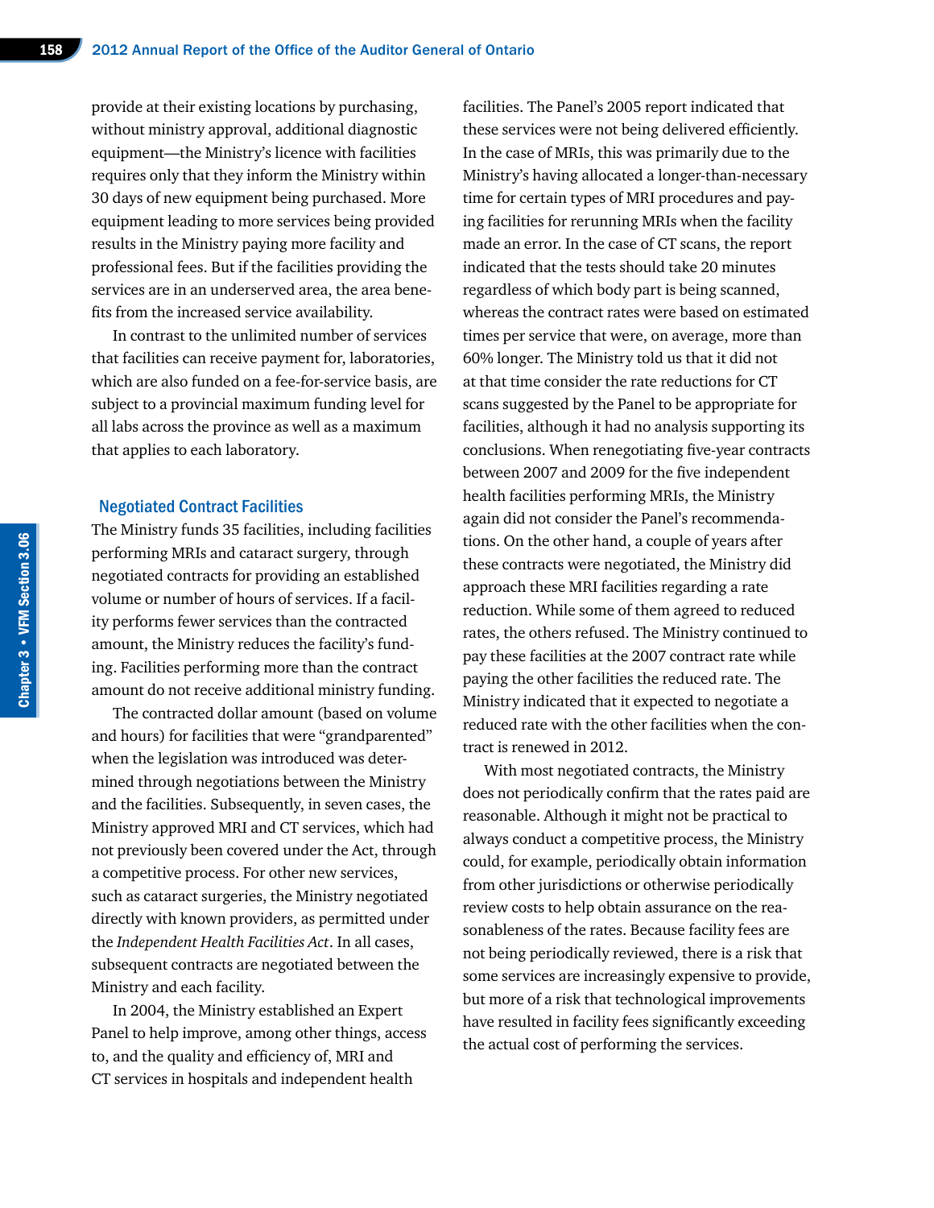provide at their existing locations by purchasing, without ministry approval, additional diagnostic equipment—the Ministry's licence with facilities requires only that they inform the Ministry within 30 days of new equipment being purchased. More equipment leading to more services being provided results in the Ministry paying more facility and professional fees. But if the facilities providing the services are in an underserved area, the area benefits from the increased service availability.

In contrast to the unlimited number of services that facilities can receive payment for, laboratories, which are also funded on a fee-for-service basis, are subject to a provincial maximum funding level for all labs across the province as well as a maximum that applies to each laboratory.

### Negotiated Contract Facilities

The Ministry funds 35 facilities, including facilities performing MRIs and cataract surgery, through negotiated contracts for providing an established volume or number of hours of services. If a facility performs fewer services than the contracted amount, the Ministry reduces the facility's funding. Facilities performing more than the contract amount do not receive additional ministry funding.

The contracted dollar amount (based on volume and hours) for facilities that were "grandparented" when the legislation was introduced was determined through negotiations between the Ministry and the facilities. Subsequently, in seven cases, the Ministry approved MRI and CT services, which had not previously been covered under the Act, through a competitive process. For other new services, such as cataract surgeries, the Ministry negotiated directly with known providers, as permitted under the *Independent Health Facilities Act*. In all cases, subsequent contracts are negotiated between the Ministry and each facility.

In 2004, the Ministry established an Expert Panel to help improve, among other things, access to, and the quality and efficiency of, MRI and CT services in hospitals and independent health facilities. The Panel's 2005 report indicated that these services were not being delivered efficiently. In the case of MRIs, this was primarily due to the Ministry's having allocated a longer-than-necessary time for certain types of MRI procedures and paying facilities for rerunning MRIs when the facility made an error. In the case of CT scans, the report indicated that the tests should take 20 minutes regardless of which body part is being scanned, whereas the contract rates were based on estimated times per service that were, on average, more than 60% longer. The Ministry told us that it did not at that time consider the rate reductions for CT scans suggested by the Panel to be appropriate for facilities, although it had no analysis supporting its conclusions. When renegotiating five-year contracts between 2007 and 2009 for the five independent health facilities performing MRIs, the Ministry again did not consider the Panel's recommendations. On the other hand, a couple of years after these contracts were negotiated, the Ministry did approach these MRI facilities regarding a rate reduction. While some of them agreed to reduced rates, the others refused. The Ministry continued to pay these facilities at the 2007 contract rate while paying the other facilities the reduced rate. The Ministry indicated that it expected to negotiate a reduced rate with the other facilities when the contract is renewed in 2012.

With most negotiated contracts, the Ministry does not periodically confirm that the rates paid are reasonable. Although it might not be practical to always conduct a competitive process, the Ministry could, for example, periodically obtain information from other jurisdictions or otherwise periodically review costs to help obtain assurance on the reasonableness of the rates. Because facility fees are not being periodically reviewed, there is a risk that some services are increasingly expensive to provide, but more of a risk that technological improvements have resulted in facility fees significantly exceeding the actual cost of performing the services.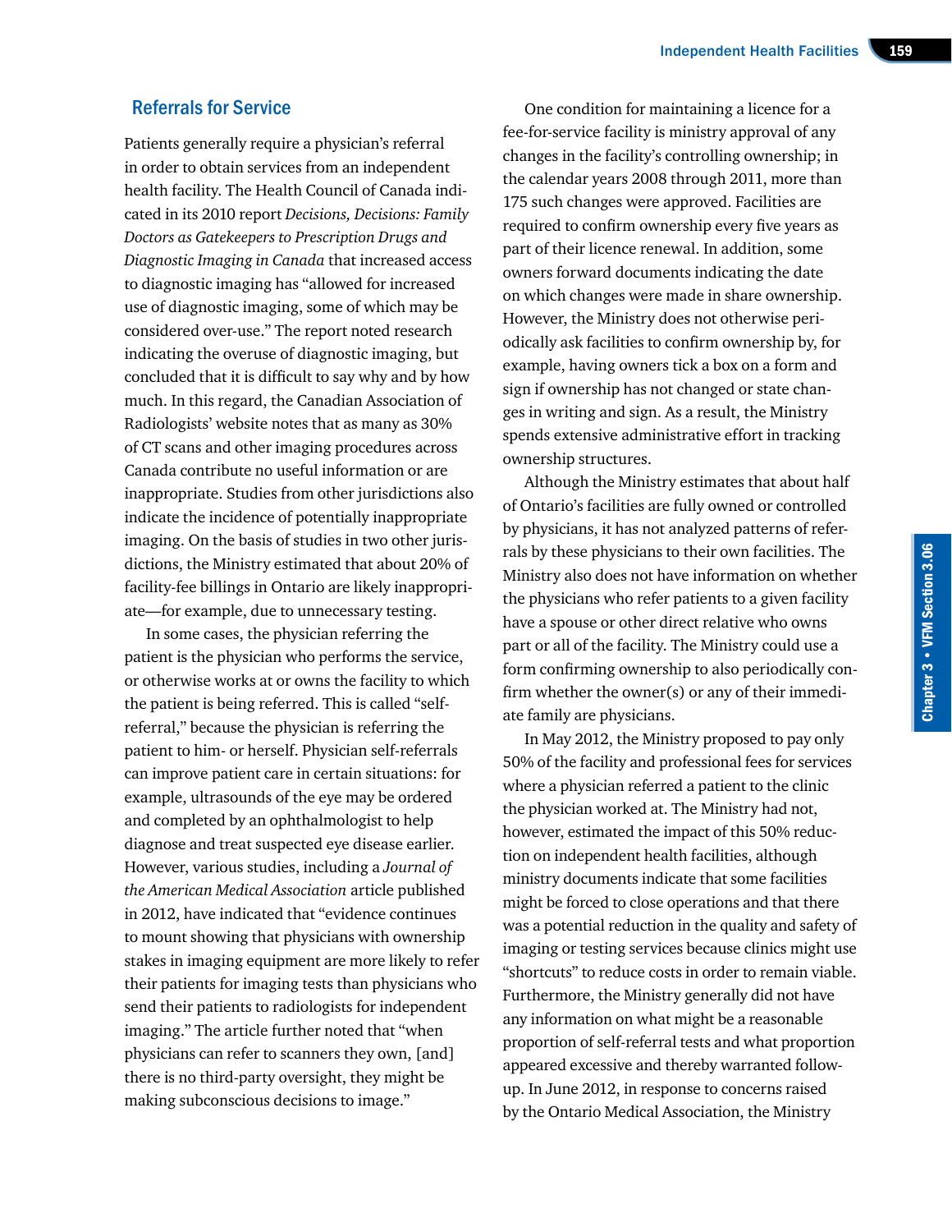## Referrals for Service

Patients generally require a physician's referral in order to obtain services from an independent health facility. The Health Council of Canada indicated in its 2010 report *Decisions, Decisions: Family Doctors as Gatekeepers to Prescription Drugs and Diagnostic Imaging in Canada* that increased access to diagnostic imaging has "allowed for increased use of diagnostic imaging, some of which may be considered over-use." The report noted research indicating the overuse of diagnostic imaging, but concluded that it is difficult to say why and by how much. In this regard, the Canadian Association of Radiologists' website notes that as many as 30% of CT scans and other imaging procedures across Canada contribute no useful information or are inappropriate. Studies from other jurisdictions also indicate the incidence of potentially inappropriate imaging. On the basis of studies in two other jurisdictions, the Ministry estimated that about 20% of facility-fee billings in Ontario are likely inappropriate—for example, due to unnecessary testing.

In some cases, the physician referring the patient is the physician who performs the service, or otherwise works at or owns the facility to which the patient is being referred. This is called "self-referral," because the physician is referring the patient to him- or herself. Physician self-referrals can improve patient care in certain situations: for example, ultrasounds of the eye may be ordered and completed by an ophthalmologist to help diagnose and treat suspected eye disease earlier. However, various studies, including a *Journal of the American Medical Association* article published in 2012, have indicated that "evidence continues to mount showing that physicians with ownership stakes in imaging equipment are more likely to refer their patients for imaging tests than physicians who send their patients to radiologists for independent imaging." The article further noted that "when physicians can refer to scanners they own, [and] there is no third-party oversight, they might be making subconscious decisions to image."

One condition for maintaining a licence for a fee-for-service facility is ministry approval of any changes in the facility's controlling ownership; in the calendar years 2008 through 2011, more than 175 such changes were approved. Facilities are required to confirm ownership every five years as part of their licence renewal. In addition, some owners forward documents indicating the date on which changes were made in share ownership. However, the Ministry does not otherwise periodically ask facilities to confirm ownership by, for example, having owners tick a box on a form and sign if ownership has not changed or state changes in writing and sign. As a result, the Ministry spends extensive administrative effort in tracking ownership structures.

Although the Ministry estimates that about half of Ontario's facilities are fully owned or controlled by physicians, it has not analyzed patterns of referrals by these physicians to their own facilities. The Ministry also does not have information on whether the physicians who refer patients to a given facility have a spouse or other direct relative who owns part or all of the facility. The Ministry could use a form confirming ownership to also periodically confirm whether the owner(s) or any of their immediate family are physicians.

In May 2012, the Ministry proposed to pay only 50% of the facility and professional fees for services where a physician referred a patient to the clinic the physician worked at. The Ministry had not, however, estimated the impact of this 50% reduction on independent health facilities, although ministry documents indicate that some facilities might be forced to close operations and that there was a potential reduction in the quality and safety of imaging or testing services because clinics might use "shortcuts" to reduce costs in order to remain viable. Furthermore, the Ministry generally did not have any information on what might be a reasonable proportion of self-referral tests and what proportion appeared excessive and thereby warranted follow-up. In June 2012, in response to concerns raised by the Ontario Medical Association, the Ministry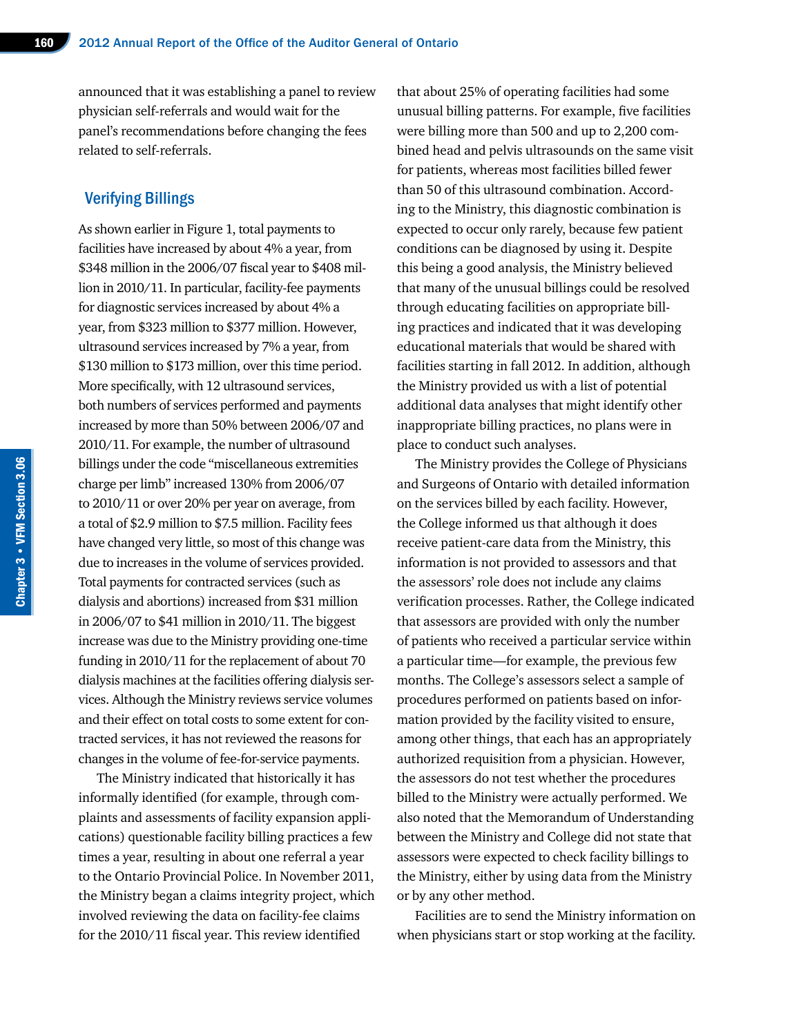announced that it was establishing a panel to review physician self-referrals and would wait for the panel's recommendations before changing the fees related to self-referrals.

## Verifying Billings

As shown earlier in Figure 1, total payments to facilities have increased by about 4% a year, from $348 million in the 2006/07 fiscal year to $408 million in 2010/11. In particular, facility-fee payments for diagnostic services increased by about 4% a year, from $323 million to $377 million. However, ultrasound services increased by 7% a year, from $130 million to $173 million, over this time period. More specifically, with 12 ultrasound services, both numbers of services performed and payments increased by more than 50% between 2006/07 and 2010/11. For example, the number of ultrasound billings under the code "miscellaneous extremities charge per limb" increased 130% from 2006/07 to 2010/11 or over 20% per year on average, from a total of $2.9 million to $7.5 million. Facility fees have changed very little, so most of this change was due to increases in the volume of services provided. Total payments for contracted services (such as dialysis and abortions) increased from $31 million in 2006/07 to $41 million in 2010/11. The biggest increase was due to the Ministry providing one-time funding in 2010/11 for the replacement of about 70 dialysis machines at the facilities offering dialysis services. Although the Ministry reviews service volumes and their effect on total costs to some extent for contracted services, it has not reviewed the reasons for changes in the volume of fee-for-service payments.

The Ministry indicated that historically it has informally identified (for example, through complaints and assessments of facility expansion applications) questionable facility billing practices a few times a year, resulting in about one referral a year to the Ontario Provincial Police. In November 2011, the Ministry began a claims integrity project, which involved reviewing the data on facility-fee claims for the 2010/11 fiscal year. This review identified that about 25% of operating facilities had some unusual billing patterns. For example, five facilities were billing more than 500 and up to 2,200 combined head and pelvis ultrasounds on the same visit for patients, whereas most facilities billed fewer than 50 of this ultrasound combination. According to the Ministry, this diagnostic combination is expected to occur only rarely, because few patient conditions can be diagnosed by using it. Despite this being a good analysis, the Ministry believed that many of the unusual billings could be resolved through educating facilities on appropriate billing practices and indicated that it was developing educational materials that would be shared with facilities starting in fall 2012. In addition, although the Ministry provided us with a list of potential additional data analyses that might identify other inappropriate billing practices, no plans were in place to conduct such analyses.

The Ministry provides the College of Physicians and Surgeons of Ontario with detailed information on the services billed by each facility. However, the College informed us that although it does receive patient-care data from the Ministry, this information is not provided to assessors and that the assessors' role does not include any claims verification processes. Rather, the College indicated that assessors are provided with only the number of patients who received a particular service within a particular time—for example, the previous few months. The College's assessors select a sample of procedures performed on patients based on information provided by the facility visited to ensure, among other things, that each has an appropriately authorized requisition from a physician. However, the assessors do not test whether the procedures billed to the Ministry were actually performed. We also noted that the Memorandum of Understanding between the Ministry and College did not state that assessors were expected to check facility billings to the Ministry, either by using data from the Ministry or by any other method.

Facilities are to send the Ministry information on when physicians start or stop working at the facility.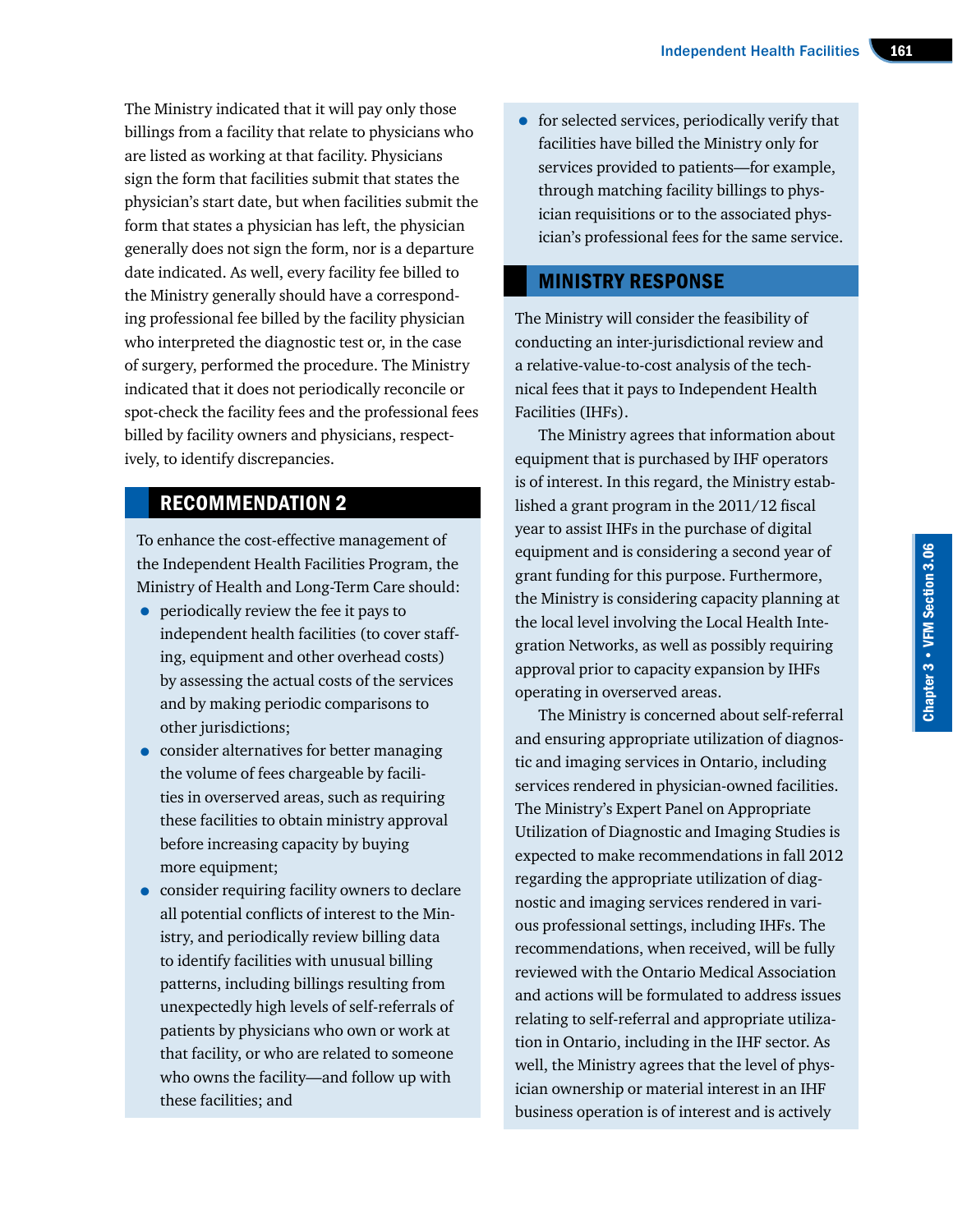The Ministry indicated that it will pay only those billings from a facility that relate to physicians who are listed as working at that facility. Physicians sign the form that facilities submit that states the physician's start date, but when facilities submit the form that states a physician has left, the physician generally does not sign the form, nor is a departure date indicated. As well, every facility fee billed to the Ministry generally should have a corresponding professional fee billed by the facility physician who interpreted the diagnostic test or, in the case of surgery, performed the procedure. The Ministry indicated that it does not periodically reconcile or spot-check the facility fees and the professional fees billed by facility owners and physicians, respectively, to identify discrepancies.

## RECOMMENDATION 2

To enhance the cost-effective management of the Independent Health Facilities Program, the Ministry of Health and Long-Term Care should:

- periodically review the fee it pays to independent health facilities (to cover staffing, equipment and other overhead costs) by assessing the actual costs of the services and by making periodic comparisons to other jurisdictions;
- consider alternatives for better managing the volume of fees chargeable by facilities in overserved areas, such as requiring these facilities to obtain ministry approval before increasing capacity by buying more equipment;
- consider requiring facility owners to declare all potential conflicts of interest to the Ministry, and periodically review billing data to identify facilities with unusual billing patterns, including billings resulting from unexpectedly high levels of self-referrals of patients by physicians who own or work at that facility, or who are related to someone who owns the facility—and follow up with these facilities; and
- for selected services, periodically verify that facilities have billed the Ministry only for services provided to patients—for example, through matching facility billings to physician requisitions or to the associated physician's professional fees for the same service.

## MINISTRY RESPONSE

The Ministry will consider the feasibility of conducting an inter-jurisdictional review and a relative-value-to-cost analysis of the technical fees that it pays to Independent Health Facilities (IHFs).

The Ministry agrees that information about equipment that is purchased by IHF operators is of interest. In this regard, the Ministry established a grant program in the 2011/12 fiscal year to assist IHFs in the purchase of digital equipment and is considering a second year of grant funding for this purpose. Furthermore, the Ministry is considering capacity planning at the local level involving the Local Health Integration Networks, as well as possibly requiring approval prior to capacity expansion by IHFs operating in overserved areas.

The Ministry is concerned about self-referral and ensuring appropriate utilization of diagnostic and imaging services in Ontario, including services rendered in physician-owned facilities. The Ministry's Expert Panel on Appropriate Utilization of Diagnostic and Imaging Studies is expected to make recommendations in fall 2012 regarding the appropriate utilization of diagnostic and imaging services rendered in various professional settings, including IHFs. The recommendations, when received, will be fully reviewed with the Ontario Medical Association and actions will be formulated to address issues relating to self-referral and appropriate utilization in Ontario, including in the IHF sector. As well, the Ministry agrees that the level of physician ownership or material interest in an IHF business operation is of interest and is actively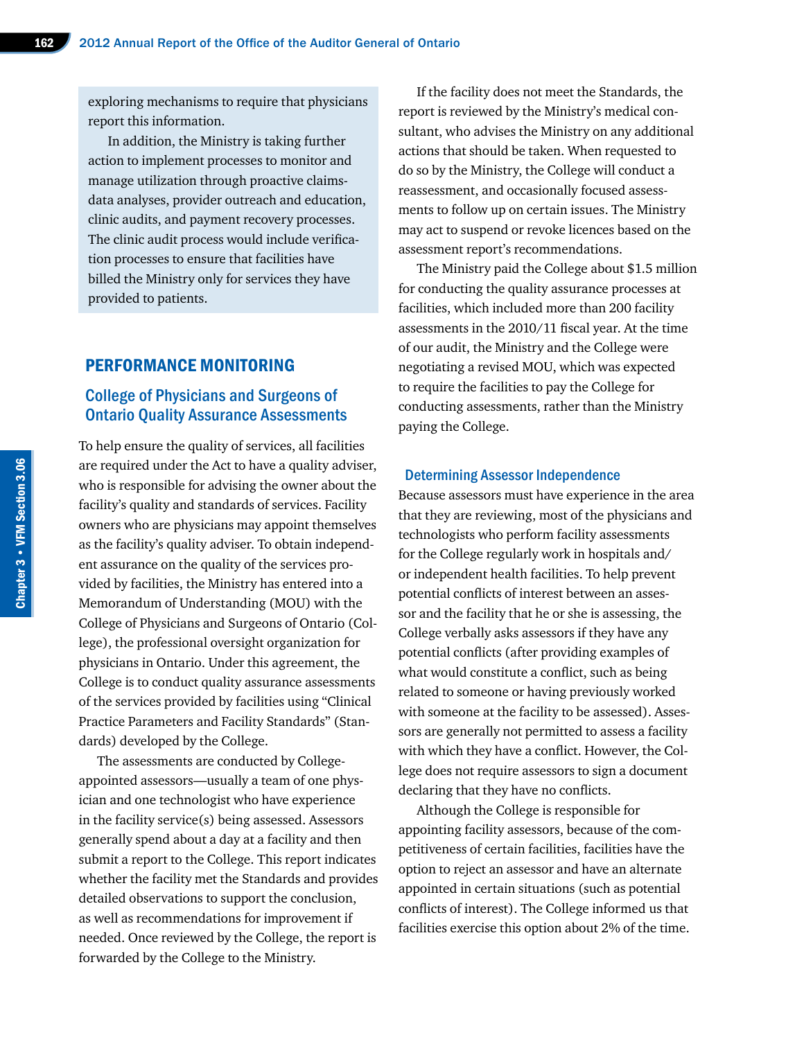exploring mechanisms to require that physicians report this information.

In addition, the Ministry is taking further action to implement processes to monitor and manage utilization through proactive claims-data analyses, provider outreach and education, clinic audits, and payment recovery processes. The clinic audit process would include verification processes to ensure that facilities have billed the Ministry only for services they have provided to patients.

## PERFORMANCE MONITORING

### College of Physicians and Surgeons of Ontario Quality Assurance Assessments

To help ensure the quality of services, all facilities are required under the Act to have a quality adviser, who is responsible for advising the owner about the facility's quality and standards of services. Facility owners who are physicians may appoint themselves as the facility's quality adviser. To obtain independent assurance on the quality of the services provided by facilities, the Ministry has entered into a Memorandum of Understanding (MOU) with the College of Physicians and Surgeons of Ontario (College), the professional oversight organization for physicians in Ontario. Under this agreement, the College is to conduct quality assurance assessments of the services provided by facilities using "Clinical Practice Parameters and Facility Standards" (Standards) developed by the College.

The assessments are conducted by College-appointed assessors—usually a team of one physician and one technologist who have experience in the facility service(s) being assessed. Assessors generally spend about a day at a facility and then submit a report to the College. This report indicates whether the facility met the Standards and provides detailed observations to support the conclusion, as well as recommendations for improvement if needed. Once reviewed by the College, the report is forwarded by the College to the Ministry.

If the facility does not meet the Standards, the report is reviewed by the Ministry's medical consultant, who advises the Ministry on any additional actions that should be taken. When requested to do so by the Ministry, the College will conduct a reassessment, and occasionally focused assessments to follow up on certain issues. The Ministry may act to suspend or revoke licences based on the assessment report's recommendations.

The Ministry paid the College about $1.5 million for conducting the quality assurance processes at facilities, which included more than 200 facility assessments in the 2010/11 fiscal year. At the time of our audit, the Ministry and the College were negotiating a revised MOU, which was expected to require the facilities to pay the College for conducting assessments, rather than the Ministry paying the College.

#### Determining Assessor Independence

Because assessors must have experience in the area that they are reviewing, most of the physicians and technologists who perform facility assessments for the College regularly work in hospitals and/or independent health facilities. To help prevent potential conflicts of interest between an assessor and the facility that he or she is assessing, the College verbally asks assessors if they have any potential conflicts (after providing examples of what would constitute a conflict, such as being related to someone or having previously worked with someone at the facility to be assessed). Assessors are generally not permitted to assess a facility with which they have a conflict. However, the College does not require assessors to sign a document declaring that they have no conflicts.

Although the College is responsible for appointing facility assessors, because of the competitiveness of certain facilities, facilities have the option to reject an assessor and have an alternate appointed in certain situations (such as potential conflicts of interest). The College informed us that facilities exercise this option about 2% of the time.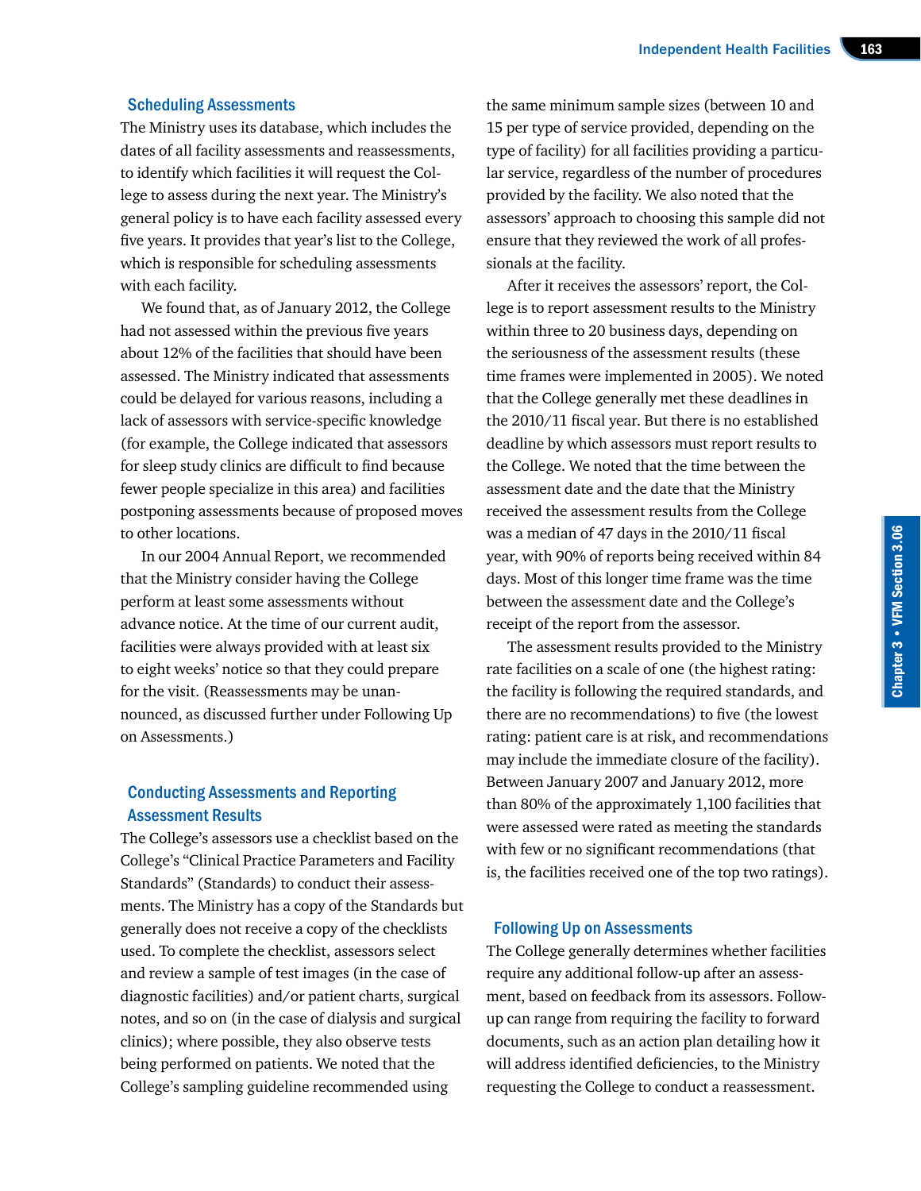### Scheduling Assessments

The Ministry uses its database, which includes the dates of all facility assessments and reassessments, to identify which facilities it will request the College to assess during the next year. The Ministry's general policy is to have each facility assessed every five years. It provides that year's list to the College, which is responsible for scheduling assessments with each facility.

We found that, as of January 2012, the College had not assessed within the previous five years about 12% of the facilities that should have been assessed. The Ministry indicated that assessments could be delayed for various reasons, including a lack of assessors with service-specific knowledge (for example, the College indicated that assessors for sleep study clinics are difficult to find because fewer people specialize in this area) and facilities postponing assessments because of proposed moves to other locations.

In our 2004 Annual Report, we recommended that the Ministry consider having the College perform at least some assessments without advance notice. At the time of our current audit, facilities were always provided with at least six to eight weeks' notice so that they could prepare for the visit. (Reassessments may be unannounced, as discussed further under Following Up on Assessments.)

### Conducting Assessments and Reporting Assessment Results

The College's assessors use a checklist based on the College's "Clinical Practice Parameters and Facility Standards" (Standards) to conduct their assessments. The Ministry has a copy of the Standards but generally does not receive a copy of the checklists used. To complete the checklist, assessors select and review a sample of test images (in the case of diagnostic facilities) and/or patient charts, surgical notes, and so on (in the case of dialysis and surgical clinics); where possible, they also observe tests being performed on patients. We noted that the College's sampling guideline recommended using the same minimum sample sizes (between 10 and 15 per type of service provided, depending on the type of facility) for all facilities providing a particular service, regardless of the number of procedures provided by the facility. We also noted that the assessors' approach to choosing this sample did not ensure that they reviewed the work of all professionals at the facility.

After it receives the assessors' report, the College is to report assessment results to the Ministry within three to 20 business days, depending on the seriousness of the assessment results (these time frames were implemented in 2005). We noted that the College generally met these deadlines in the 2010/11 fiscal year. But there is no established deadline by which assessors must report results to the College. We noted that the time between the assessment date and the date that the Ministry received the assessment results from the College was a median of 47 days in the 2010/11 fiscal year, with 90% of reports being received within 84 days. Most of this longer time frame was the time between the assessment date and the College's receipt of the report from the assessor.

The assessment results provided to the Ministry rate facilities on a scale of one (the highest rating: the facility is following the required standards, and there are no recommendations) to five (the lowest rating: patient care is at risk, and recommendations may include the immediate closure of the facility). Between January 2007 and January 2012, more than 80% of the approximately 1,100 facilities that were assessed were rated as meeting the standards with few or no significant recommendations (that is, the facilities received one of the top two ratings).

### Following Up on Assessments

The College generally determines whether facilities require any additional follow-up after an assessment, based on feedback from its assessors. Follow-up can range from requiring the facility to forward documents, such as an action plan detailing how it will address identified deficiencies, to the Ministry requesting the College to conduct a reassessment.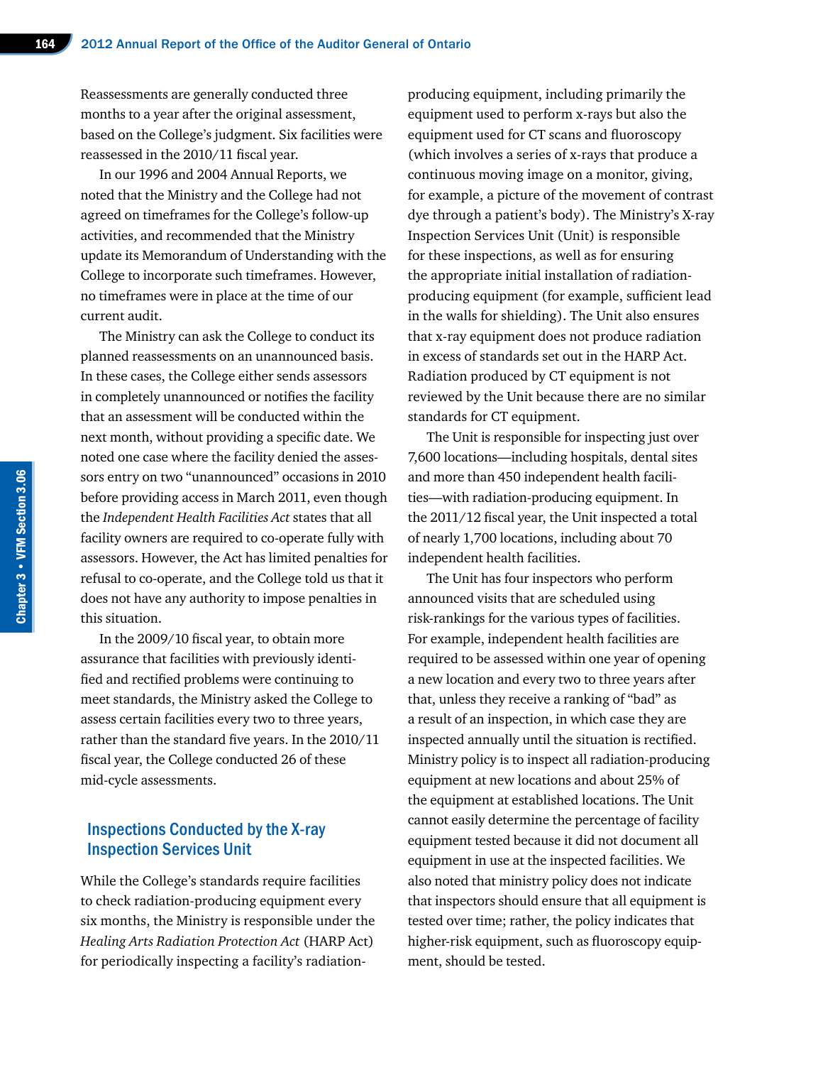Reassessments are generally conducted three months to a year after the original assessment, based on the College's judgment. Six facilities were reassessed in the 2010/11 fiscal year.

In our 1996 and 2004 Annual Reports, we noted that the Ministry and the College had not agreed on timeframes for the College's follow-up activities, and recommended that the Ministry update its Memorandum of Understanding with the College to incorporate such timeframes. However, no timeframes were in place at the time of our current audit.

The Ministry can ask the College to conduct its planned reassessments on an unannounced basis. In these cases, the College either sends assessors in completely unannounced or notifies the facility that an assessment will be conducted within the next month, without providing a specific date. We noted one case where the facility denied the assessors entry on two "unannounced" occasions in 2010 before providing access in March 2011, even though the *Independent Health Facilities Act* states that all facility owners are required to co-operate fully with assessors. However, the Act has limited penalties for refusal to co-operate, and the College told us that it does not have any authority to impose penalties in this situation.

In the 2009/10 fiscal year, to obtain more assurance that facilities with previously identified and rectified problems were continuing to meet standards, the Ministry asked the College to assess certain facilities every two to three years, rather than the standard five years. In the 2010/11 fiscal year, the College conducted 26 of these mid-cycle assessments.

## Inspections Conducted by the X-ray Inspection Services Unit

While the College's standards require facilities to check radiation-producing equipment every six months, the Ministry is responsible under the *Healing Arts Radiation Protection Act* (HARP Act) for periodically inspecting a facility's radiation-producing equipment, including primarily the equipment used to perform x-rays but also the equipment used for CT scans and fluoroscopy (which involves a series of x-rays that produce a continuous moving image on a monitor, giving, for example, a picture of the movement of contrast dye through a patient's body). The Ministry's X-ray Inspection Services Unit (Unit) is responsible for these inspections, as well as for ensuring the appropriate initial installation of radiation-producing equipment (for example, sufficient lead in the walls for shielding). The Unit also ensures that x-ray equipment does not produce radiation in excess of standards set out in the HARP Act. Radiation produced by CT equipment is not reviewed by the Unit because there are no similar standards for CT equipment.

The Unit is responsible for inspecting just over 7,600 locations—including hospitals, dental sites and more than 450 independent health facilities—with radiation-producing equipment. In the 2011/12 fiscal year, the Unit inspected a total of nearly 1,700 locations, including about 70 independent health facilities.

The Unit has four inspectors who perform announced visits that are scheduled using risk-rankings for the various types of facilities. For example, independent health facilities are required to be assessed within one year of opening a new location and every two to three years after that, unless they receive a ranking of "bad" as a result of an inspection, in which case they are inspected annually until the situation is rectified. Ministry policy is to inspect all radiation-producing equipment at new locations and about 25% of the equipment at established locations. The Unit cannot easily determine the percentage of facility equipment tested because it did not document all equipment in use at the inspected facilities. We also noted that ministry policy does not indicate that inspectors should ensure that all equipment is tested over time; rather, the policy indicates that higher-risk equipment, such as fluoroscopy equipment, should be tested.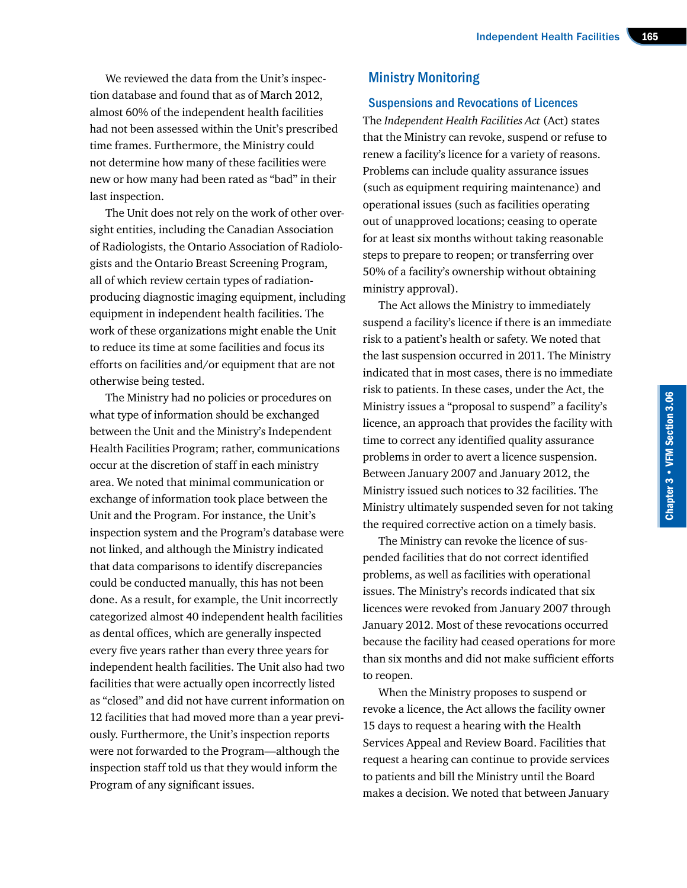We reviewed the data from the Unit's inspection database and found that as of March 2012, almost 60% of the independent health facilities had not been assessed within the Unit's prescribed time frames. Furthermore, the Ministry could not determine how many of these facilities were new or how many had been rated as "bad" in their last inspection.

The Unit does not rely on the work of other oversight entities, including the Canadian Association of Radiologists, the Ontario Association of Radiologists and the Ontario Breast Screening Program, all of which review certain types of radiation-producing diagnostic imaging equipment, including equipment in independent health facilities. The work of these organizations might enable the Unit to reduce its time at some facilities and focus its efforts on facilities and/or equipment that are not otherwise being tested.

The Ministry had no policies or procedures on what type of information should be exchanged between the Unit and the Ministry's Independent Health Facilities Program; rather, communications occur at the discretion of staff in each ministry area. We noted that minimal communication or exchange of information took place between the Unit and the Program. For instance, the Unit's inspection system and the Program's database were not linked, and although the Ministry indicated that data comparisons to identify discrepancies could be conducted manually, this has not been done. As a result, for example, the Unit incorrectly categorized almost 40 independent health facilities as dental offices, which are generally inspected every five years rather than every three years for independent health facilities. The Unit also had two facilities that were actually open incorrectly listed as "closed" and did not have current information on 12 facilities that had moved more than a year previously. Furthermore, the Unit's inspection reports were not forwarded to the Program—although the inspection staff told us that they would inform the Program of any significant issues.

## Ministry Monitoring

### Suspensions and Revocations of Licences

The *Independent Health Facilities Act* (Act) states that the Ministry can revoke, suspend or refuse to renew a facility's licence for a variety of reasons. Problems can include quality assurance issues (such as equipment requiring maintenance) and operational issues (such as facilities operating out of unapproved locations; ceasing to operate for at least six months without taking reasonable steps to prepare to reopen; or transferring over 50% of a facility's ownership without obtaining ministry approval).

The Act allows the Ministry to immediately suspend a facility's licence if there is an immediate risk to a patient's health or safety. We noted that the last suspension occurred in 2011. The Ministry indicated that in most cases, there is no immediate risk to patients. In these cases, under the Act, the Ministry issues a "proposal to suspend" a facility's licence, an approach that provides the facility with time to correct any identified quality assurance problems in order to avert a licence suspension. Between January 2007 and January 2012, the Ministry issued such notices to 32 facilities. The Ministry ultimately suspended seven for not taking the required corrective action on a timely basis.

The Ministry can revoke the licence of suspended facilities that do not correct identified problems, as well as facilities with operational issues. The Ministry's records indicated that six licences were revoked from January 2007 through January 2012. Most of these revocations occurred because the facility had ceased operations for more than six months and did not make sufficient efforts to reopen.

When the Ministry proposes to suspend or revoke a licence, the Act allows the facility owner 15 days to request a hearing with the Health Services Appeal and Review Board. Facilities that request a hearing can continue to provide services to patients and bill the Ministry until the Board makes a decision. We noted that between January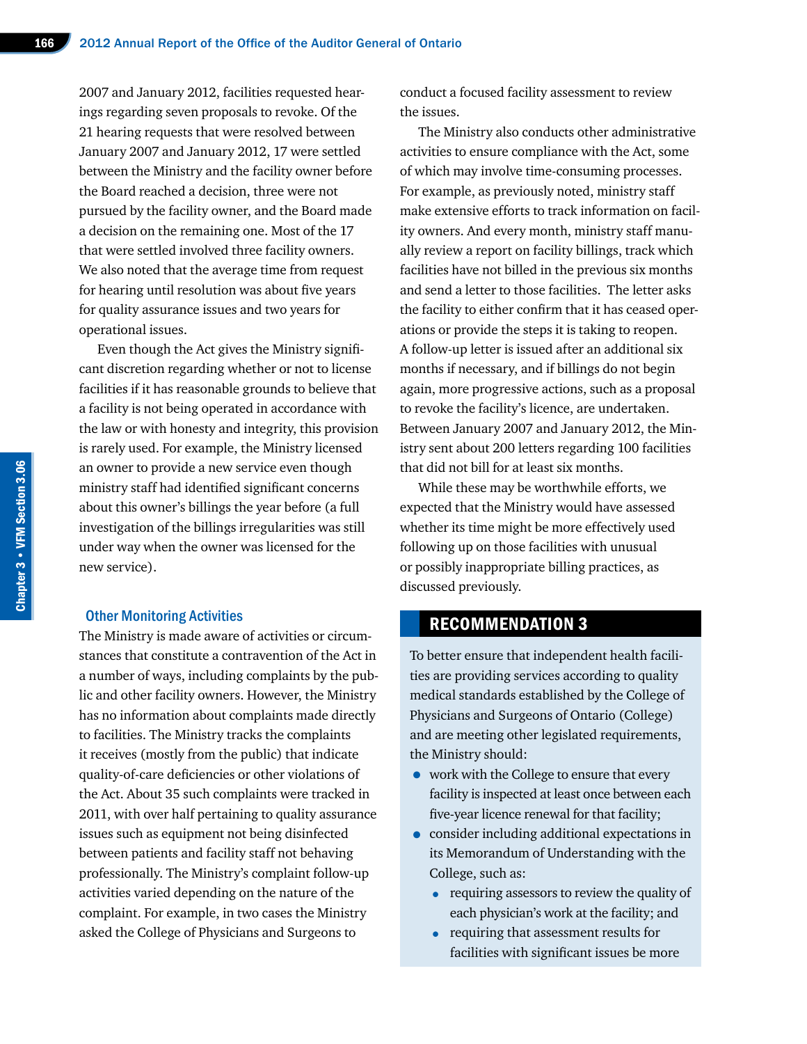2007 and January 2012, facilities requested hearings regarding seven proposals to revoke. Of the 21 hearing requests that were resolved between January 2007 and January 2012, 17 were settled between the Ministry and the facility owner before the Board reached a decision, three were not pursued by the facility owner, and the Board made a decision on the remaining one. Most of the 17 that were settled involved three facility owners. We also noted that the average time from request for hearing until resolution was about five years for quality assurance issues and two years for operational issues.

Even though the Act gives the Ministry significant discretion regarding whether or not to license facilities if it has reasonable grounds to believe that a facility is not being operated in accordance with the law or with honesty and integrity, this provision is rarely used. For example, the Ministry licensed an owner to provide a new service even though ministry staff had identified significant concerns about this owner's billings the year before (a full investigation of the billings irregularities was still under way when the owner was licensed for the new service).

### Other Monitoring Activities

The Ministry is made aware of activities or circumstances that constitute a contravention of the Act in a number of ways, including complaints by the public and other facility owners. However, the Ministry has no information about complaints made directly to facilities. The Ministry tracks the complaints it receives (mostly from the public) that indicate quality-of-care deficiencies or other violations of the Act. About 35 such complaints were tracked in 2011, with over half pertaining to quality assurance issues such as equipment not being disinfected between patients and facility staff not behaving professionally. The Ministry's complaint follow-up activities varied depending on the nature of the complaint. For example, in two cases the Ministry asked the College of Physicians and Surgeons to conduct a focused facility assessment to review the issues.

The Ministry also conducts other administrative activities to ensure compliance with the Act, some of which may involve time-consuming processes. For example, as previously noted, ministry staff make extensive efforts to track information on facility owners. And every month, ministry staff manually review a report on facility billings, track which facilities have not billed in the previous six months and send a letter to those facilities. The letter asks the facility to either confirm that it has ceased operations or provide the steps it is taking to reopen. A follow-up letter is issued after an additional six months if necessary, and if billings do not begin again, more progressive actions, such as a proposal to revoke the facility's licence, are undertaken. Between January 2007 and January 2012, the Ministry sent about 200 letters regarding 100 facilities that did not bill for at least six months.

While these may be worthwhile efforts, we expected that the Ministry would have assessed whether its time might be more effectively used following up on those facilities with unusual or possibly inappropriate billing practices, as discussed previously.

## RECOMMENDATION 3

To better ensure that independent health facilities are providing services according to quality medical standards established by the College of Physicians and Surgeons of Ontario (College) and are meeting other legislated requirements, the Ministry should:

- work with the College to ensure that every facility is inspected at least once between each five-year licence renewal for that facility;
- consider including additional expectations in its Memorandum of Understanding with the College, such as:
  - requiring assessors to review the quality of each physician's work at the facility; and
  - requiring that assessment results for facilities with significant issues be more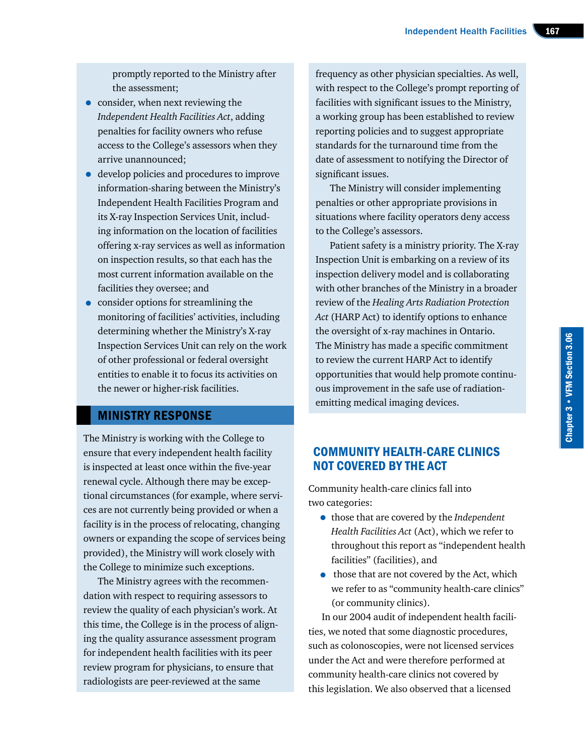promptly reported to the Ministry after the assessment;

- consider, when next reviewing the *Independent Health Facilities Act*, adding penalties for facility owners who refuse access to the College's assessors when they arrive unannounced;
- develop policies and procedures to improve information-sharing between the Ministry's Independent Health Facilities Program and its X-ray Inspection Services Unit, including information on the location of facilities offering x-ray services as well as information on inspection results, so that each has the most current information available on the facilities they oversee; and
- consider options for streamlining the monitoring of facilities' activities, including determining whether the Ministry's X-ray Inspection Services Unit can rely on the work of other professional or federal oversight entities to enable it to focus its activities on the newer or higher-risk facilities.

## MINISTRY RESPONSE

The Ministry is working with the College to ensure that every independent health facility is inspected at least once within the five-year renewal cycle. Although there may be exceptional circumstances (for example, where services are not currently being provided or when a facility is in the process of relocating, changing owners or expanding the scope of services being provided), the Ministry will work closely with the College to minimize such exceptions.

The Ministry agrees with the recommendation with respect to requiring assessors to review the quality of each physician's work. At this time, the College is in the process of aligning the quality assurance assessment program for independent health facilities with its peer review program for physicians, to ensure that radiologists are peer-reviewed at the same frequency as other physician specialties. As well, with respect to the College's prompt reporting of facilities with significant issues to the Ministry, a working group has been established to review reporting policies and to suggest appropriate standards for the turnaround time from the date of assessment to notifying the Director of significant issues.

The Ministry will consider implementing penalties or other appropriate provisions in situations where facility operators deny access to the College's assessors.

Patient safety is a ministry priority. The X-ray Inspection Unit is embarking on a review of its inspection delivery model and is collaborating with other branches of the Ministry in a broader review of the *Healing Arts Radiation Protection Act* (HARP Act) to identify options to enhance the oversight of x-ray machines in Ontario. The Ministry has made a specific commitment to review the current HARP Act to identify opportunities that would help promote continuous improvement in the safe use of radiation-emitting medical imaging devices.

## COMMUNITY HEALTH-CARE CLINICS NOT COVERED BY THE ACT

Community health-care clinics fall into two categories:

- those that are covered by the *Independent Health Facilities Act* (Act), which we refer to throughout this report as "independent health facilities" (facilities), and
- those that are not covered by the Act, which we refer to as "community health-care clinics" (or community clinics).

In our 2004 audit of independent health facilities, we noted that some diagnostic procedures, such as colonoscopies, were not licensed services under the Act and were therefore performed at community health-care clinics not covered by this legislation. We also observed that a licensed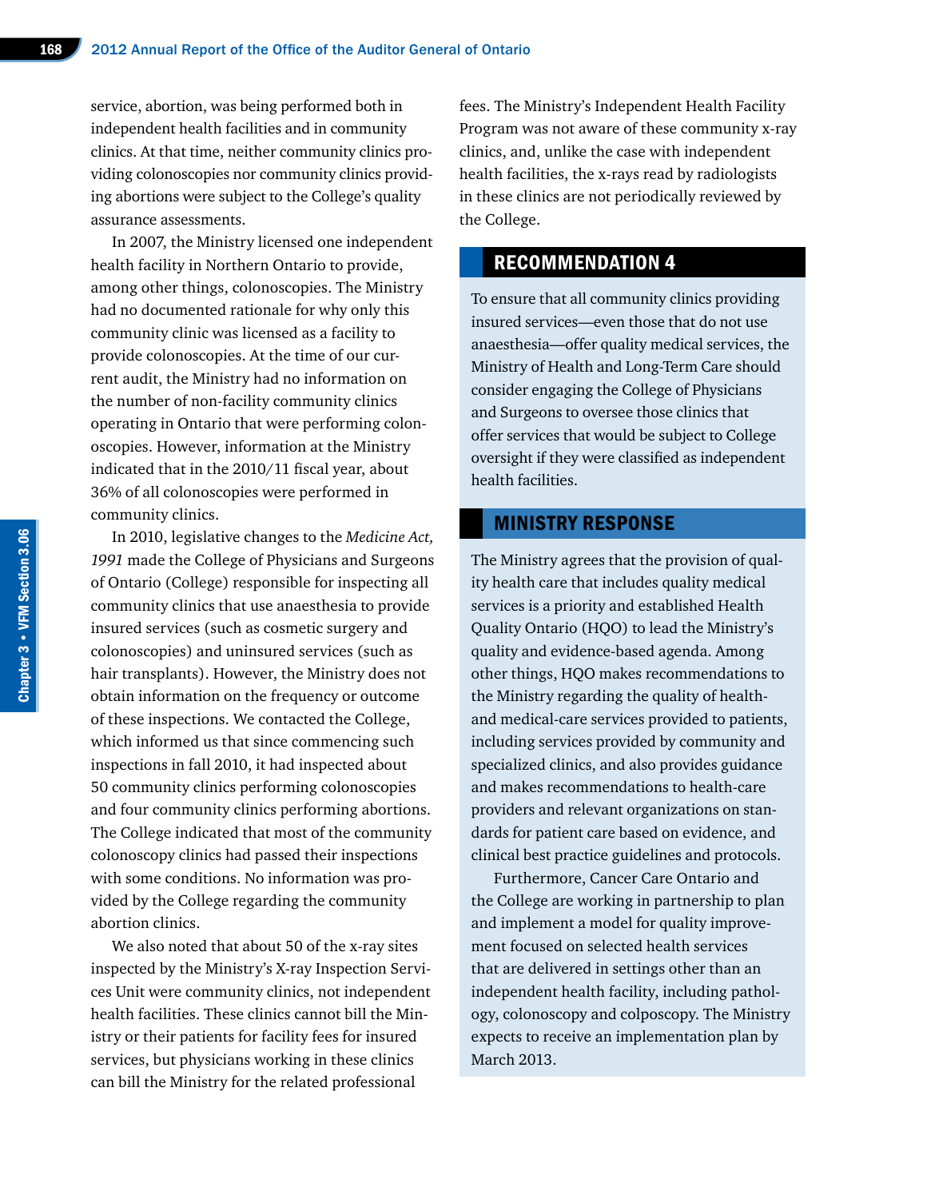service, abortion, was being performed both in independent health facilities and in community clinics. At that time, neither community clinics providing colonoscopies nor community clinics providing abortions were subject to the College's quality assurance assessments.

In 2007, the Ministry licensed one independent health facility in Northern Ontario to provide, among other things, colonoscopies. The Ministry had no documented rationale for why only this community clinic was licensed as a facility to provide colonoscopies. At the time of our current audit, the Ministry had no information on the number of non-facility community clinics operating in Ontario that were performing colonoscopies. However, information at the Ministry indicated that in the 2010/11 fiscal year, about 36% of all colonoscopies were performed in community clinics.

In 2010, legislative changes to the *Medicine Act, 1991* made the College of Physicians and Surgeons of Ontario (College) responsible for inspecting all community clinics that use anaesthesia to provide insured services (such as cosmetic surgery and colonoscopies) and uninsured services (such as hair transplants). However, the Ministry does not obtain information on the frequency or outcome of these inspections. We contacted the College, which informed us that since commencing such inspections in fall 2010, it had inspected about 50 community clinics performing colonoscopies and four community clinics performing abortions. The College indicated that most of the community colonoscopy clinics had passed their inspections with some conditions. No information was provided by the College regarding the community abortion clinics.

We also noted that about 50 of the x-ray sites inspected by the Ministry's X-ray Inspection Services Unit were community clinics, not independent health facilities. These clinics cannot bill the Ministry or their patients for facility fees for insured services, but physicians working in these clinics can bill the Ministry for the related professional fees. The Ministry's Independent Health Facility Program was not aware of these community x-ray clinics, and, unlike the case with independent health facilities, the x-rays read by radiologists in these clinics are not periodically reviewed by the College.

## RECOMMENDATION 4

To ensure that all community clinics providing insured services—even those that do not use anaesthesia—offer quality medical services, the Ministry of Health and Long-Term Care should consider engaging the College of Physicians and Surgeons to oversee those clinics that offer services that would be subject to College oversight if they were classified as independent health facilities.

## MINISTRY RESPONSE

The Ministry agrees that the provision of quality health care that includes quality medical services is a priority and established Health Quality Ontario (HQO) to lead the Ministry's quality and evidence-based agenda. Among other things, HQO makes recommendations to the Ministry regarding the quality of health- and medical-care services provided to patients, including services provided by community and specialized clinics, and also provides guidance and makes recommendations to health-care providers and relevant organizations on standards for patient care based on evidence, and clinical best practice guidelines and protocols.

Furthermore, Cancer Care Ontario and the College are working in partnership to plan and implement a model for quality improvement focused on selected health services that are delivered in settings other than an independent health facility, including pathology, colonoscopy and colposcopy. The Ministry expects to receive an implementation plan by March 2013.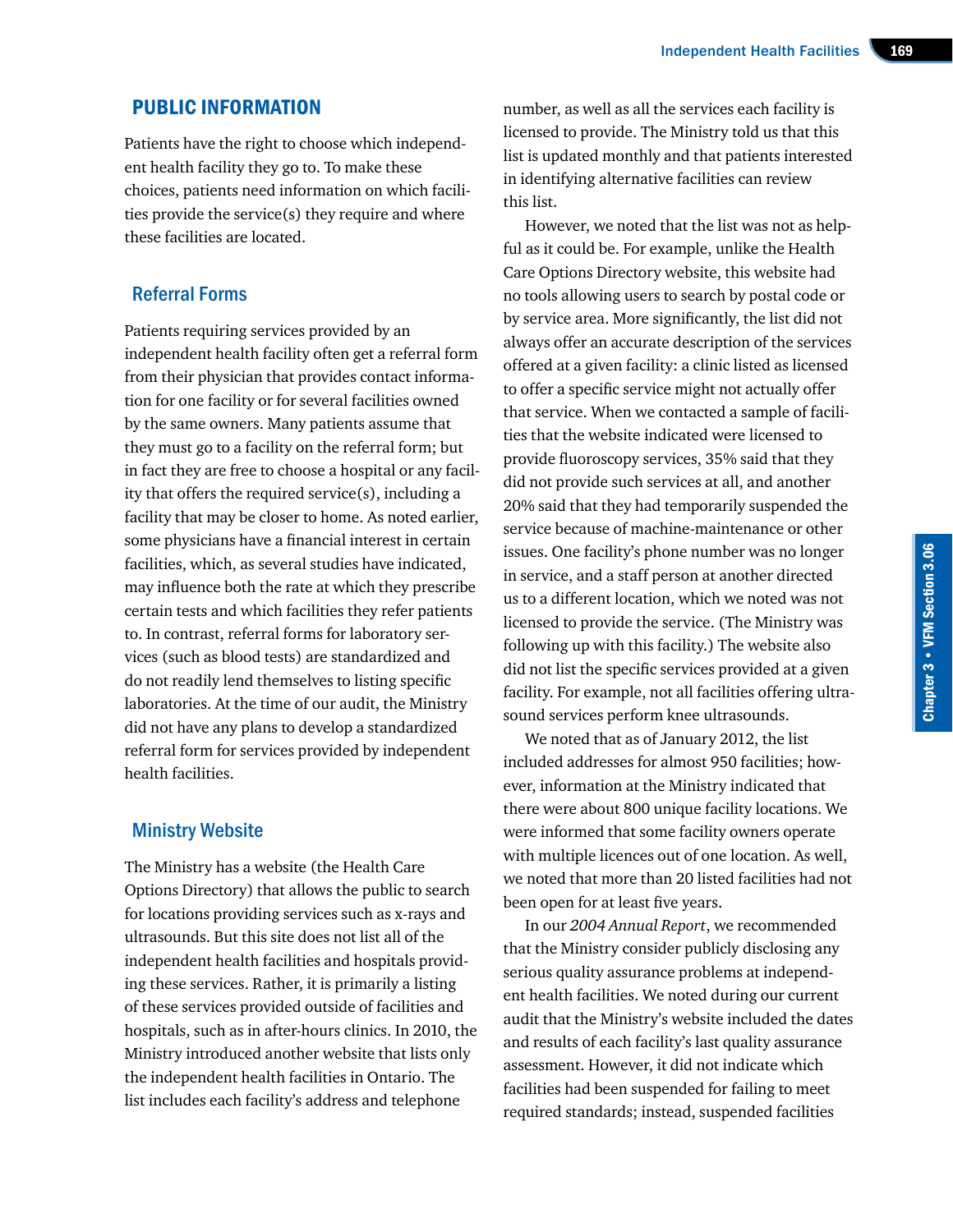## PUBLIC INFORMATION

Patients have the right to choose which independent health facility they go to. To make these choices, patients need information on which facilities provide the service(s) they require and where these facilities are located.

### Referral Forms

Patients requiring services provided by an independent health facility often get a referral form from their physician that provides contact information for one facility or for several facilities owned by the same owners. Many patients assume that they must go to a facility on the referral form; but in fact they are free to choose a hospital or any facility that offers the required service(s), including a facility that may be closer to home. As noted earlier, some physicians have a financial interest in certain facilities, which, as several studies have indicated, may influence both the rate at which they prescribe certain tests and which facilities they refer patients to. In contrast, referral forms for laboratory services (such as blood tests) are standardized and do not readily lend themselves to listing specific laboratories. At the time of our audit, the Ministry did not have any plans to develop a standardized referral form for services provided by independent health facilities.

### Ministry Website

The Ministry has a website (the Health Care Options Directory) that allows the public to search for locations providing services such as x-rays and ultrasounds. But this site does not list all of the independent health facilities and hospitals providing these services. Rather, it is primarily a listing of these services provided outside of facilities and hospitals, such as in after-hours clinics. In 2010, the Ministry introduced another website that lists only the independent health facilities in Ontario. The list includes each facility's address and telephone number, as well as all the services each facility is licensed to provide. The Ministry told us that this list is updated monthly and that patients interested in identifying alternative facilities can review this list.

However, we noted that the list was not as helpful as it could be. For example, unlike the Health Care Options Directory website, this website had no tools allowing users to search by postal code or by service area. More significantly, the list did not always offer an accurate description of the services offered at a given facility: a clinic listed as licensed to offer a specific service might not actually offer that service. When we contacted a sample of facilities that the website indicated were licensed to provide fluoroscopy services, 35% said that they did not provide such services at all, and another 20% said that they had temporarily suspended the service because of machine-maintenance or other issues. One facility's phone number was no longer in service, and a staff person at another directed us to a different location, which we noted was not licensed to provide the service. (The Ministry was following up with this facility.) The website also did not list the specific services provided at a given facility. For example, not all facilities offering ultrasound services perform knee ultrasounds.

We noted that as of January 2012, the list included addresses for almost 950 facilities; however, information at the Ministry indicated that there were about 800 unique facility locations. We were informed that some facility owners operate with multiple licences out of one location. As well, we noted that more than 20 listed facilities had not been open for at least five years.

In our *2004 Annual Report*, we recommended that the Ministry consider publicly disclosing any serious quality assurance problems at independent health facilities. We noted during our current audit that the Ministry's website included the dates and results of each facility's last quality assurance assessment. However, it did not indicate which facilities had been suspended for failing to meet required standards; instead, suspended facilities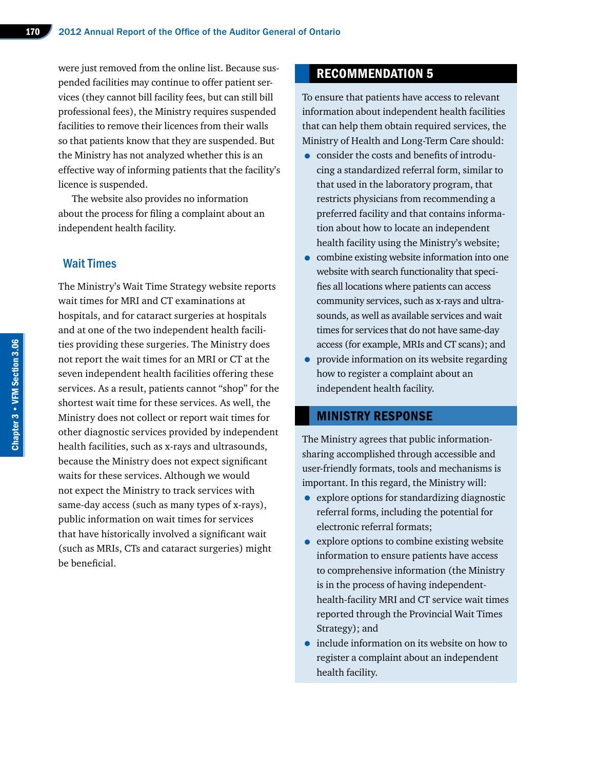were just removed from the online list. Because suspended facilities may continue to offer patient services (they cannot bill facility fees, but can still bill professional fees), the Ministry requires suspended facilities to remove their licences from their walls so that patients know that they are suspended. But the Ministry has not analyzed whether this is an effective way of informing patients that the facility's licence is suspended.

The website also provides no information about the process for filing a complaint about an independent health facility.

### Wait Times

The Ministry's Wait Time Strategy website reports wait times for MRI and CT examinations at hospitals, and for cataract surgeries at hospitals and at one of the two independent health facilities providing these surgeries. The Ministry does not report the wait times for an MRI or CT at the seven independent health facilities offering these services. As a result, patients cannot "shop" for the shortest wait time for these services. As well, the Ministry does not collect or report wait times for other diagnostic services provided by independent health facilities, such as x-rays and ultrasounds, because the Ministry does not expect significant waits for these services. Although we would not expect the Ministry to track services with same-day access (such as many types of x-rays), public information on wait times for services that have historically involved a significant wait (such as MRIs, CTs and cataract surgeries) might be beneficial.

## RECOMMENDATION 5

To ensure that patients have access to relevant information about independent health facilities that can help them obtain required services, the Ministry of Health and Long-Term Care should:

- consider the costs and benefits of introducing a standardized referral form, similar to that used in the laboratory program, that restricts physicians from recommending a preferred facility and that contains information about how to locate an independent health facility using the Ministry's website;
- combine existing website information into one website with search functionality that specifies all locations where patients can access community services, such as x-rays and ultrasounds, as well as available services and wait times for services that do not have same-day access (for example, MRIs and CT scans); and
- provide information on its website regarding how to register a complaint about an independent health facility.

## MINISTRY RESPONSE

The Ministry agrees that public information-sharing accomplished through accessible and user-friendly formats, tools and mechanisms is important. In this regard, the Ministry will:

- explore options for standardizing diagnostic referral forms, including the potential for electronic referral formats;
- explore options to combine existing website information to ensure patients have access to comprehensive information (the Ministry is in the process of having independent-health-facility MRI and CT service wait times reported through the Provincial Wait Times Strategy); and
- include information on its website on how to register a complaint about an independent health facility.